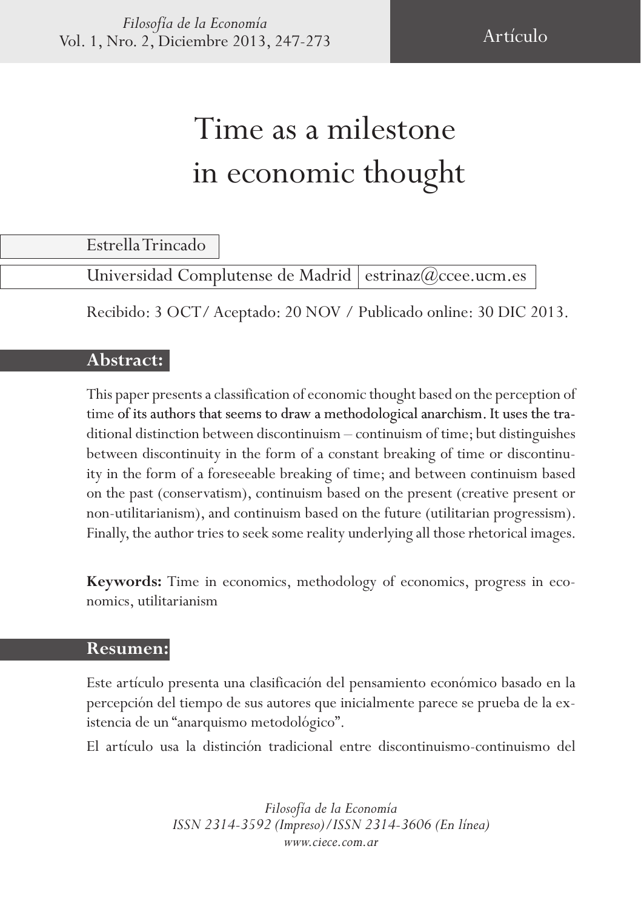# Time as a milestone in economic thought

Estrella Trincado

Universidad Complutense de Madrid | estrinaz@ccee.ucm.es

Recibido: 3 OCT/ Aceptado: 20 NOV / Publicado online: 30 DIC 2013.

## Abstract:

This paper presents a classification of economic thought based on the perception of time of its authors that seems to draw a methodological anarchism. It uses the traditional distinction between discontinuism – continuism of time; but distinguishes between discontinuity in the form of a constant breaking of time or discontinuity in the form of a foreseeable breaking of time; and between continuism based on the past (conservatism), continuism based on the present (creative present or non-utilitarianism), and continuism based on the future (utilitarian progressism). Finally, the author tries to seek some reality underlying all those rhetorical images.

**Keywords:** Time in economics, methodology of economics, progress in economics, utilitarianism

## Resumen:

Este artículo presenta una clasificación del pensamiento económico basado en la percepción del tiempo de sus autores que inicialmente parece se prueba de la existencia de un "anarquismo metodológico".

El artículo usa la distinción tradicional entre discontinuismo-continuismo del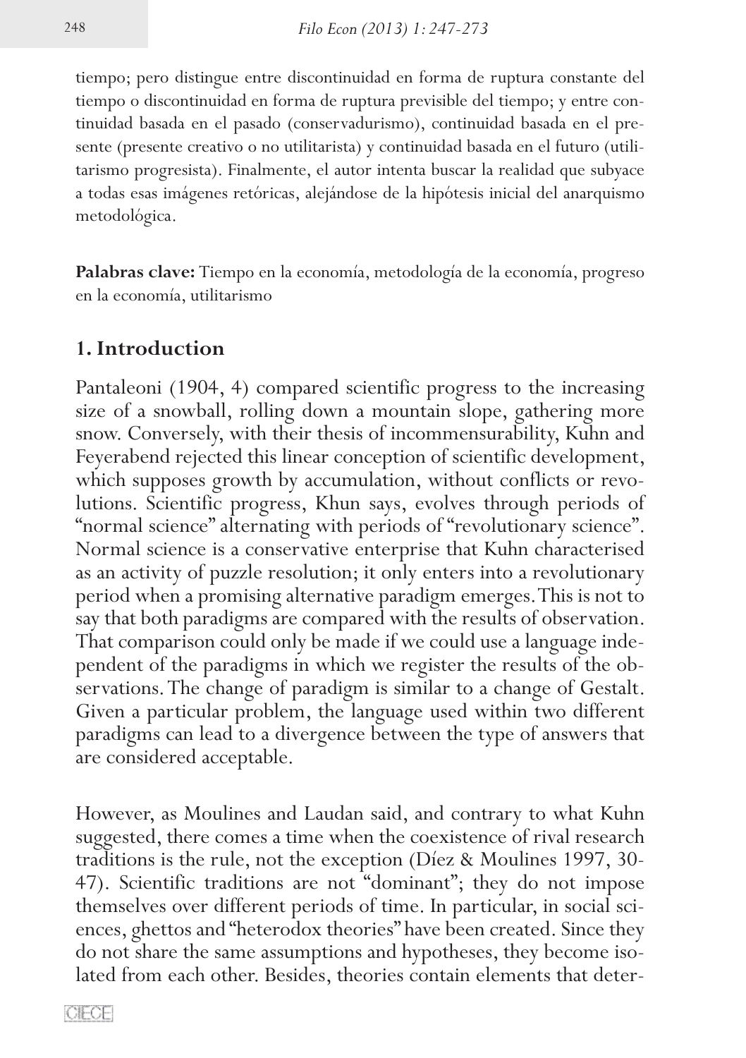tiempo; pero distingue entre discontinuidad en forma de ruptura constante del tiempo o discontinuidad en forma de ruptura previsible del tiempo; y entre continuidad basada en el pasado (conservadurismo), continuidad basada en el presente (presente creativo o no utilitarista) y continuidad basada en el futuro (utilitarismo progresista). Finalmente, el autor intenta buscar la realidad que subyace a todas esas imágenes retóricas, alejándose de la hipótesis inicial del anarquismo metodológica.

**Palabras clave:** Tiempo en la economía, metodología de la economía, progreso en la economía, utilitarismo

## 1. Introduction

Pantaleoni (1904, 4) compared scientific progress to the increasing size of a snowball, rolling down a mountain slope, gathering more snow. Conversely, with their thesis of incommensurability, Kuhn and Feyerabend rejected this linear conception of scientific development, which supposes growth by accumulation, without conflicts or revolutions. Scientific progress, Khun says, evolves through periods of "normal science" alternating with periods of "revolutionary science". Normal science is a conservative enterprise that Kuhn characterised as an activity of puzzle resolution; it only enters into a revolutionary period when a promising alternative paradigm emerges. This is not to say that both paradigms are compared with the results of observation. That comparison could only be made if we could use a language independent of the paradigms in which we register the results of the observations. The change of paradigm is similar to a change of Gestalt. Given a particular problem, the language used within two different paradigms can lead to a divergence between the type of answers that are considered acceptable.

However, as Moulines and Laudan said, and contrary to what Kuhn suggested, there comes a time when the coexistence of rival research traditions is the rule, not the exception (Díez & Moulines 1997, 30-47). Scientific traditions are not "dominant"; they do not impose themselves over different periods of time. In particular, in social sciences, ghettos and "heterodox theories" have been created. Since they do not share the same assumptions and hypotheses, they become isolated from each other. Besides, theories contain elements that deter-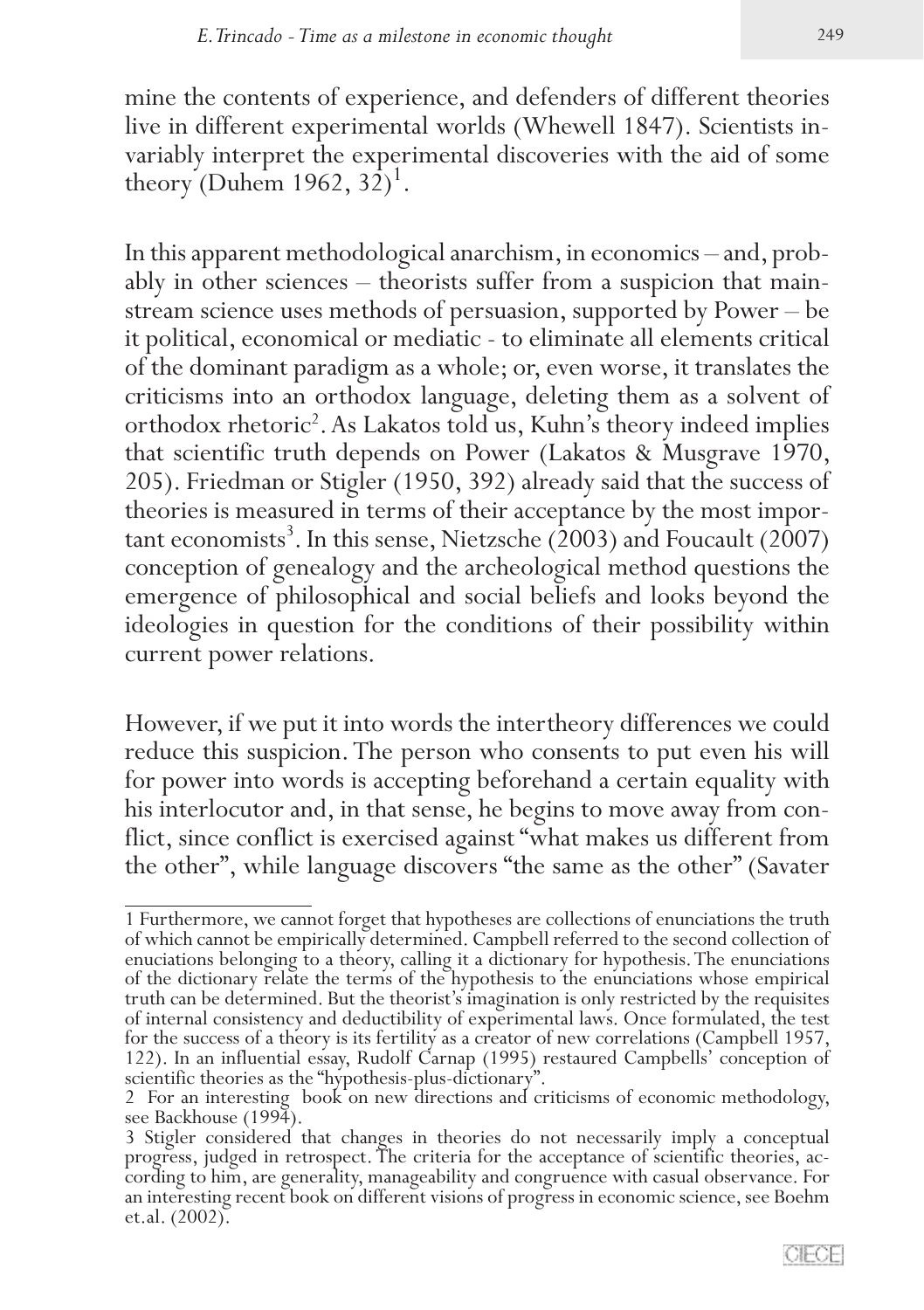mine the contents of experience, and defenders of different theories live in different experimental worlds (Whewell 1847). Scientists invariably interpret the experimental discoveries with the aid of some theory (Duhem 1962, 32)[1].

In this apparent methodological anarchism, in economics – and, probably in other sciences – theorists suffer from a suspicion that mainstream science uses methods of persuasion, supported by Power – be it political, economical or mediatic - to eliminate all elements critical of the dominant paradigm as a whole; or, even worse, it translates the criticisms into an orthodox language, deleting them as a solvent of orthodox rhetoric[2]. As Lakatos told us, Kuhn's theory indeed implies that scientific truth depends on Power (Lakatos & Musgrave 1970, 205). Friedman or Stigler (1950, 392) already said that the success of theories is measured in terms of their acceptance by the most important economists[3]. In this sense, Nietzsche (2003) and Foucault (2007) conception of genealogy and the archeological method questions the emergence of philosophical and social beliefs and looks beyond the ideologies in question for the conditions of their possibility within current power relations.

However, if we put it into words the intertheory differences we could reduce this suspicion. The person who consents to put even his will for power into words is accepting beforehand a certain equality with his interlocutor and, in that sense, he begins to move away from conflict, since conflict is exercised against "what makes us different from the other", while language discovers "the same as the other" (Savater

---

1 Furthermore, we cannot forget that hypotheses are collections of enunciations the truth of which cannot be empirically determined. Campbell referred to the second collection of enuciations belonging to a theory, calling it a dictionary for hypothesis. The enunciations of the dictionary relate the terms of the hypothesis to the enunciations whose empirical truth can be determined. But the theorist's imagination is only restricted by the requisites of internal consistency and deductibility of experimental laws. Once formulated, the test for the success of a theory is its fertility as a creator of new correlations (Campbell 1957, 122). In an influential essay, Rudolf Carnap (1995) restaured Campbells' conception of scientific theories as the "hypothesis-plus-dictionary".

2 For an interesting book on new directions and criticisms of economic methodology, see Backhouse (1994).

3 Stigler considered that changes in theories do not necessarily imply a conceptual progress, judged in retrospect. The criteria for the acceptance of scientific theories, according to him, are generality, manageability and congruence with casual observance. For an interesting recent book on different visions of progress in economic science, see Boehm et.al. (2002).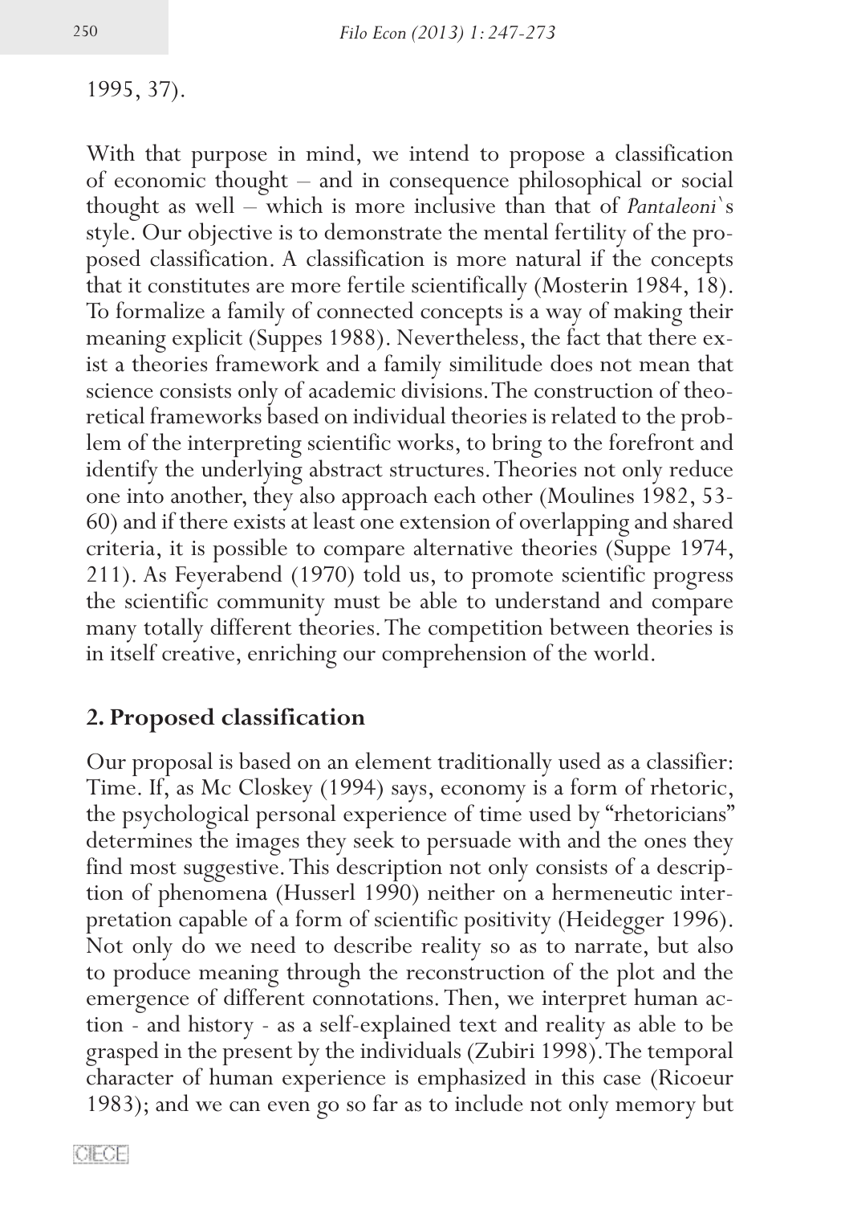1995, 37).

With that purpose in mind, we intend to propose a classification of economic thought – and in consequence philosophical or social thought as well – which is more inclusive than that of *Pantaleoni*`s style. Our objective is to demonstrate the mental fertility of the proposed classification. A classification is more natural if the concepts that it constitutes are more fertile scientifically (Mosterin 1984, 18). To formalize a family of connected concepts is a way of making their meaning explicit (Suppes 1988). Nevertheless, the fact that there exist a theories framework and a family similitude does not mean that science consists only of academic divisions. The construction of theoretical frameworks based on individual theories is related to the problem of the interpreting scientific works, to bring to the forefront and identify the underlying abstract structures. Theories not only reduce one into another, they also approach each other (Moulines 1982, 53-60) and if there exists at least one extension of overlapping and shared criteria, it is possible to compare alternative theories (Suppe 1974, 211). As Feyerabend (1970) told us, to promote scientific progress the scientific community must be able to understand and compare many totally different theories. The competition between theories is in itself creative, enriching our comprehension of the world.

## 2. Proposed classification

Our proposal is based on an element traditionally used as a classifier: Time. If, as Mc Closkey (1994) says, economy is a form of rhetoric, the psychological personal experience of time used by "rhetoricians" determines the images they seek to persuade with and the ones they find most suggestive. This description not only consists of a description of phenomena (Husserl 1990) neither on a hermeneutic interpretation capable of a form of scientific positivity (Heidegger 1996). Not only do we need to describe reality so as to narrate, but also to produce meaning through the reconstruction of the plot and the emergence of different connotations. Then, we interpret human action - and history - as a self-explained text and reality as able to be grasped in the present by the individuals (Zubiri 1998). The temporal character of human experience is emphasized in this case (Ricoeur 1983); and we can even go so far as to include not only memory but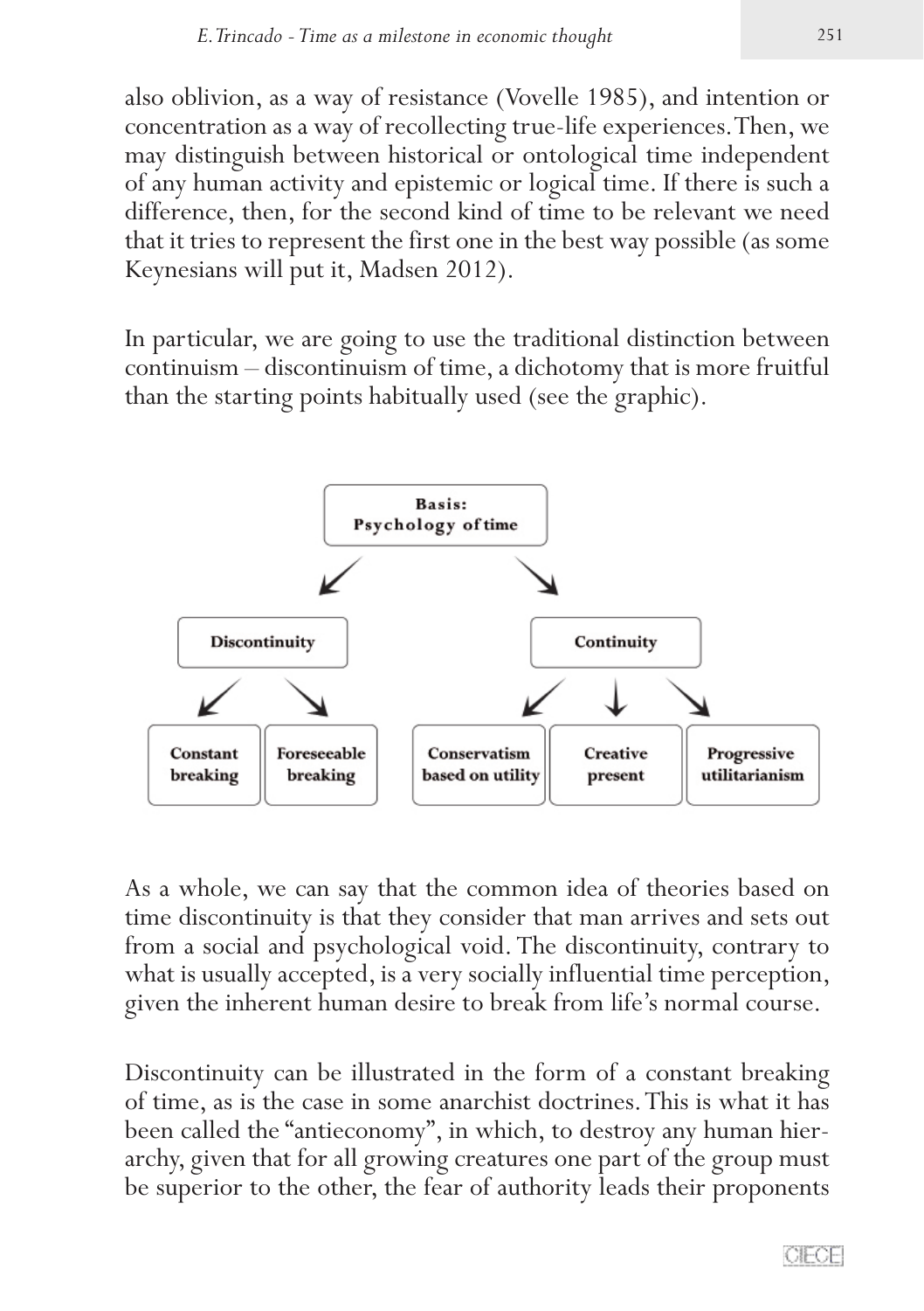also oblivion, as a way of resistance (Vovelle 1985), and intention or concentration as a way of recollecting true-life experiences. Then, we may distinguish between historical or ontological time independent of any human activity and epistemic or logical time. If there is such a difference, then, for the second kind of time to be relevant we need that it tries to represent the first one in the best way possible (as some Keynesians will put it, Madsen 2012).

In particular, we are going to use the traditional distinction between continuism – discontinuism of time, a dichotomy that is more fruitful than the starting points habitually used (see the graphic).

- **Basis: Psychology of time**
  - **Discontinuity**
    - **Constant breaking**
    - **Foreseeable breaking**
  - **Continuity**
    - **Conservatism based on utility**
    - **Creative present**
    - **Progressive utilitarianism**

As a whole, we can say that the common idea of theories based on time discontinuity is that they consider that man arrives and sets out from a social and psychological void. The discontinuity, contrary to what is usually accepted, is a very socially influential time perception, given the inherent human desire to break from life's normal course.

Discontinuity can be illustrated in the form of a constant breaking of time, as is the case in some anarchist doctrines. This is what it has been called the "antieconomy", in which, to destroy any human hierarchy, given that for all growing creatures one part of the group must be superior to the other, the fear of authority leads their proponents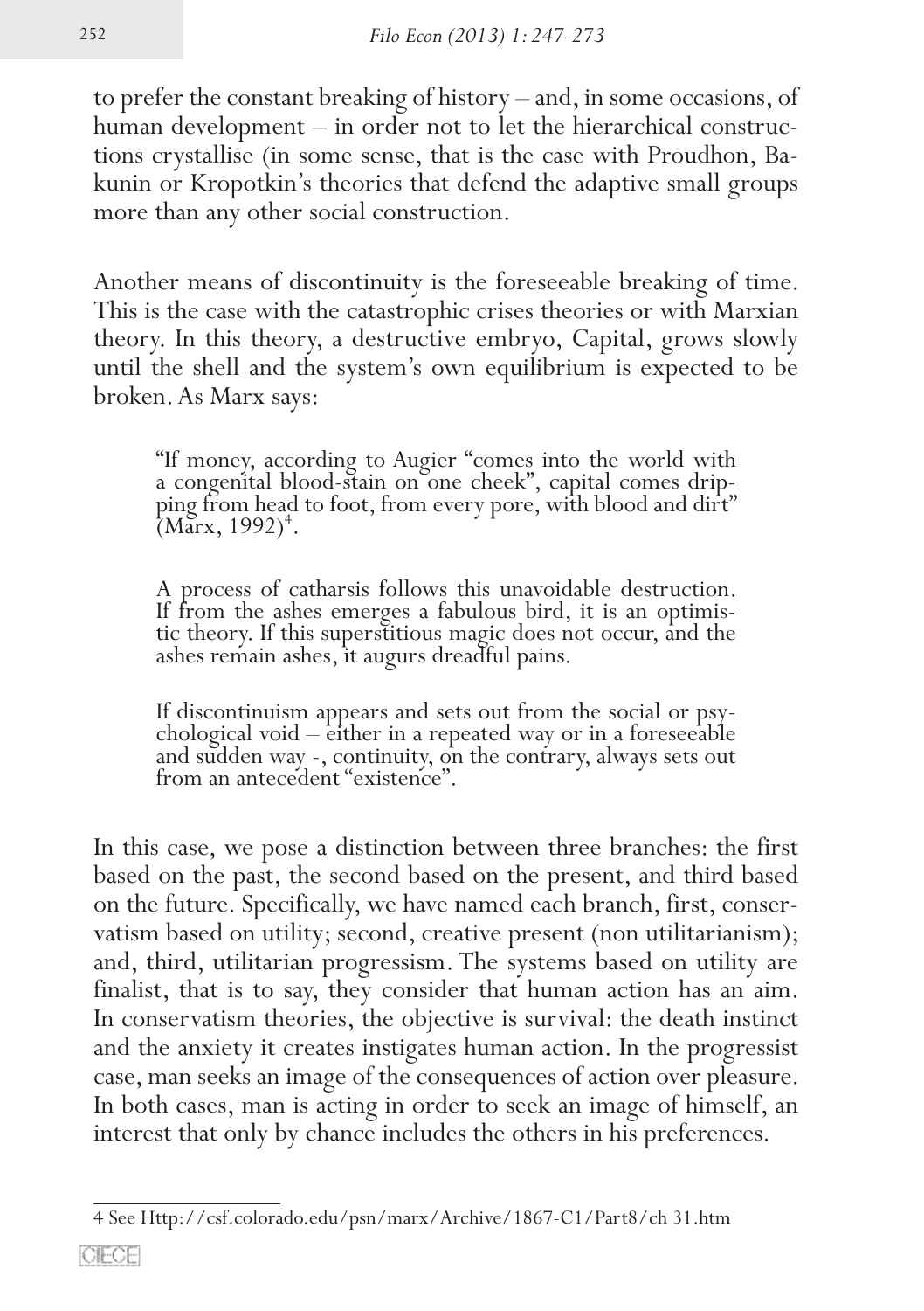to prefer the constant breaking of history – and, in some occasions, of human development – in order not to let the hierarchical constructions crystallise (in some sense, that is the case with Proudhon, Bakunin or Kropotkin's theories that defend the adaptive small groups more than any other social construction.

Another means of discontinuity is the foreseeable breaking of time. This is the case with the catastrophic crises theories or with Marxian theory. In this theory, a destructive embryo, Capital, grows slowly until the shell and the system's own equilibrium is expected to be broken. As Marx says:

> "If money, according to Augier "comes into the world with a congenital blood-stain on one cheek", capital comes dripping from head to foot, from every pore, with blood and dirt" (Marx, 1992)[4].
>
> A process of catharsis follows this unavoidable destruction. If from the ashes emerges a fabulous bird, it is an optimistic theory. If this superstitious magic does not occur, and the ashes remain ashes, it augurs dreadful pains.
>
> If discontinuism appears and sets out from the social or psychological void – either in a repeated way or in a foreseeable and sudden way -, continuity, on the contrary, always sets out from an antecedent "existence".

In this case, we pose a distinction between three branches: the first based on the past, the second based on the present, and third based on the future. Specifically, we have named each branch, first, conservatism based on utility; second, creative present (non utilitarianism); and, third, utilitarian progressism. The systems based on utility are finalist, that is to say, they consider that human action has an aim. In conservatism theories, the objective is survival: the death instinct and the anxiety it creates instigates human action. In the progressist case, man seeks an image of the consequences of action over pleasure. In both cases, man is acting in order to seek an image of himself, an interest that only by chance includes the others in his preferences.

---

4 See Http://csf.colorado.edu/psn/marx/Archive/1867-C1/Part8/ch 31.htm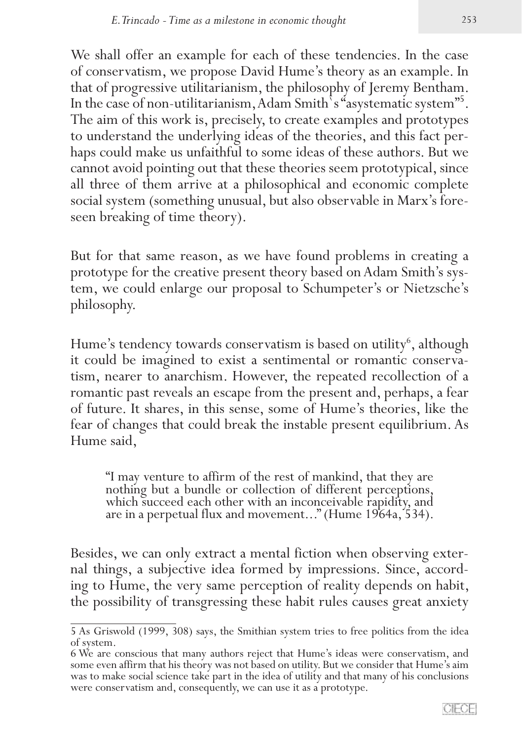We shall offer an example for each of these tendencies. In the case of conservatism, we propose David Hume's theory as an example. In that of progressive utilitarianism, the philosophy of Jeremy Bentham. In the case of non-utilitarianism, Adam Smith`s "asystematic system"[5]. The aim of this work is, precisely, to create examples and prototypes to understand the underlying ideas of the theories, and this fact perhaps could make us unfaithful to some ideas of these authors. But we cannot avoid pointing out that these theories seem prototypical, since all three of them arrive at a philosophical and economic complete social system (something unusual, but also observable in Marx's foreseen breaking of time theory).

But for that same reason, as we have found problems in creating a prototype for the creative present theory based on Adam Smith's system, we could enlarge our proposal to Schumpeter's or Nietzsche's philosophy.

Hume's tendency towards conservatism is based on utility[6], although it could be imagined to exist a sentimental or romantic conservatism, nearer to anarchism. However, the repeated recollection of a romantic past reveals an escape from the present and, perhaps, a fear of future. It shares, in this sense, some of Hume's theories, like the fear of changes that could break the instable present equilibrium. As Hume said,

> "I may venture to affirm of the rest of mankind, that they are nothing but a bundle or collection of different perceptions, which succeed each other with an inconceivable rapidity, and are in a perpetual flux and movement…" (Hume 1964a, 534).

Besides, we can only extract a mental fiction when observing external things, a subjective idea formed by impressions. Since, according to Hume, the very same perception of reality depends on habit, the possibility of transgressing these habit rules causes great anxiety

---

5 As Griswold (1999, 308) says, the Smithian system tries to free politics from the idea of system.

6 We are conscious that many authors reject that Hume's ideas were conservatism, and some even affirm that his theory was not based on utility. But we consider that Hume's aim was to make social science take part in the idea of utility and that many of his conclusions were conservatism and, consequently, we can use it as a prototype.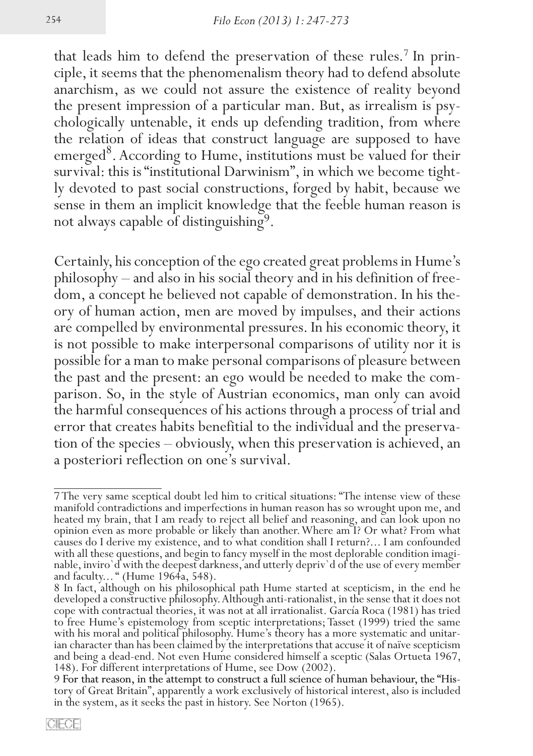that leads him to defend the preservation of these rules.[7] In principle, it seems that the phenomenalism theory had to defend absolute anarchism, as we could not assure the existence of reality beyond the present impression of a particular man. But, as irrealism is psychologically untenable, it ends up defending tradition, from where the relation of ideas that construct language are supposed to have emerged[8]. According to Hume, institutions must be valued for their survival: this is "institutional Darwinism", in which we become tightly devoted to past social constructions, forged by habit, because we sense in them an implicit knowledge that the feeble human reason is not always capable of distinguishing[9].

Certainly, his conception of the ego created great problems in Hume's philosophy – and also in his social theory and in his definition of freedom, a concept he believed not capable of demonstration. In his theory of human action, men are moved by impulses, and their actions are compelled by environmental pressures. In his economic theory, it is not possible to make interpersonal comparisons of utility nor it is possible for a man to make personal comparisons of pleasure between the past and the present: an ego would be needed to make the comparison. So, in the style of Austrian economics, man only can avoid the harmful consequences of his actions through a process of trial and error that creates habits benefitial to the individual and the preservation of the species – obviously, when this preservation is achieved, an a posteriori reflection on one's survival.

---

7 The very same sceptical doubt led him to critical situations: "The intense view of these manifold contradictions and imperfections in human reason has so wrought upon me, and heated my brain, that I am ready to reject all belief and reasoning, and can look upon no opinion even as more probable or likely than another. Where am I? Or what? From what causes do I derive my existence, and to what condition shall I return?... I am confounded with all these questions, and begin to fancy myself in the most deplorable condition imaginable, inviro`d with the deepest darkness, and utterly depriv`d of the use of every member and faculty... " (Hume 1964a, 548).

8 In fact, although on his philosophical path Hume started at scepticism, in the end he developed a constructive philosophy. Although anti-rationalist, in the sense that it does not cope with contractual theories, it was not at all irrationalist. García Roca (1981) has tried to free Hume's epistemology from sceptic interpretations; Tasset (1999) tried the same with his moral and political philosophy. Hume's theory has a more systematic and unitarian character than has been claimed by the interpretations that accuse it of naïve scepticism and being a dead-end. Not even Hume considered himself a sceptic (Salas Ortueta 1967, 148). For different interpretations of Hume, see Dow (2002).

9 For that reason, in the attempt to construct a full science of human behaviour, the "History of Great Britain", apparently a work exclusively of historical interest, also is included in the system, as it seeks the past in history. See Norton (1965).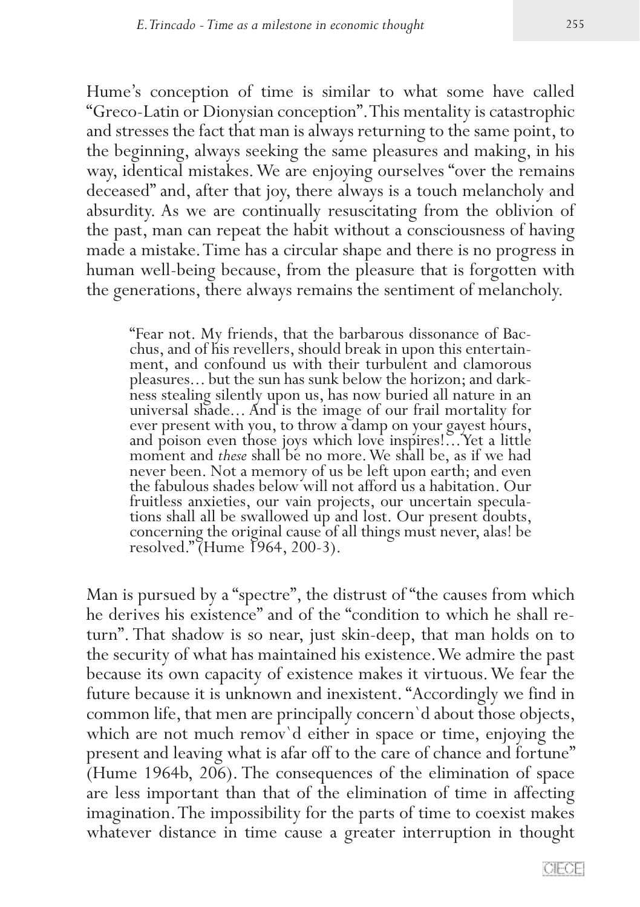Hume's conception of time is similar to what some have called "Greco-Latin or Dionysian conception". This mentality is catastrophic and stresses the fact that man is always returning to the same point, to the beginning, always seeking the same pleasures and making, in his way, identical mistakes. We are enjoying ourselves "over the remains deceased" and, after that joy, there always is a touch melancholy and absurdity. As we are continually resuscitating from the oblivion of the past, man can repeat the habit without a consciousness of having made a mistake. Time has a circular shape and there is no progress in human well-being because, from the pleasure that is forgotten with the generations, there always remains the sentiment of melancholy.

> "Fear not. My friends, that the barbarous dissonance of Bacchus, and of his revellers, should break in upon this entertainment, and confound us with their turbulent and clamorous pleasures… but the sun has sunk below the horizon; and darkness stealing silently upon us, has now buried all nature in an universal shade… And is the image of our frail mortality for ever present with you, to throw a damp on your gayest hours, and poison even those joys which love inspires!… Yet a little moment and *these* shall be no more. We shall be, as if we had never been. Not a memory of us be left upon earth; and even the fabulous shades below will not afford us a habitation. Our fruitless anxieties, our vain projects, our uncertain speculations shall all be swallowed up and lost. Our present doubts, concerning the original cause of all things must never, alas! be resolved." (Hume 1964, 200-3).

Man is pursued by a "spectre", the distrust of "the causes from which he derives his existence" and of the "condition to which he shall return". That shadow is so near, just skin-deep, that man holds on to the security of what has maintained his existence. We admire the past because its own capacity of existence makes it virtuous. We fear the future because it is unknown and inexistent. "Accordingly we find in common life, that men are principally concern`d about those objects, which are not much remov`d either in space or time, enjoying the present and leaving what is afar off to the care of chance and fortune" (Hume 1964b, 206). The consequences of the elimination of space are less important than that of the elimination of time in affecting imagination. The impossibility for the parts of time to coexist makes whatever distance in time cause a greater interruption in thought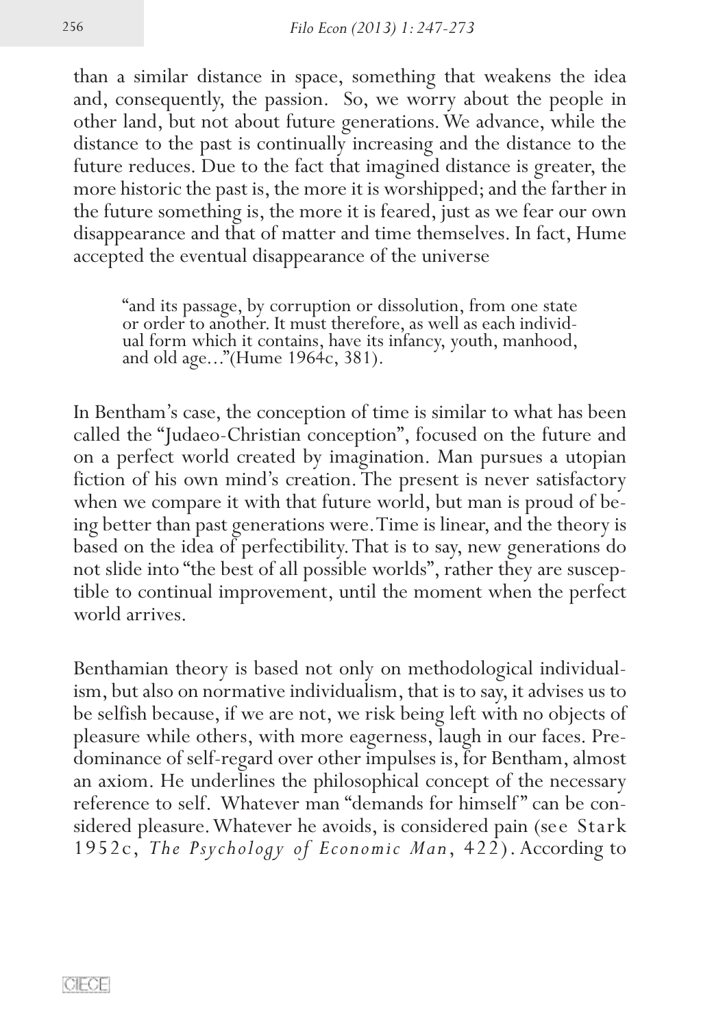than a similar distance in space, something that weakens the idea and, consequently, the passion. So, we worry about the people in other land, but not about future generations. We advance, while the distance to the past is continually increasing and the distance to the future reduces. Due to the fact that imagined distance is greater, the more historic the past is, the more it is worshipped; and the farther in the future something is, the more it is feared, just as we fear our own disappearance and that of matter and time themselves. In fact, Hume accepted the eventual disappearance of the universe

> "and its passage, by corruption or dissolution, from one state or order to another. It must therefore, as well as each individual form which it contains, have its infancy, youth, manhood, and old age..."(Hume 1964c, 381).

In Bentham's case, the conception of time is similar to what has been called the "Judaeo-Christian conception", focused on the future and on a perfect world created by imagination. Man pursues a utopian fiction of his own mind's creation. The present is never satisfactory when we compare it with that future world, but man is proud of being better than past generations were. Time is linear, and the theory is based on the idea of perfectibility. That is to say, new generations do not slide into "the best of all possible worlds", rather they are susceptible to continual improvement, until the moment when the perfect world arrives.

Benthamian theory is based not only on methodological individualism, but also on normative individualism, that is to say, it advises us to be selfish because, if we are not, we risk being left with no objects of pleasure while others, with more eagerness, laugh in our faces. Predominance of self-regard over other impulses is, for Bentham, almost an axiom. He underlines the philosophical concept of the necessary reference to self. Whatever man "demands for himself" can be considered pleasure. Whatever he avoids, is considered pain (see Stark 1952c, *The Psychology of Economic Man*, 422). According to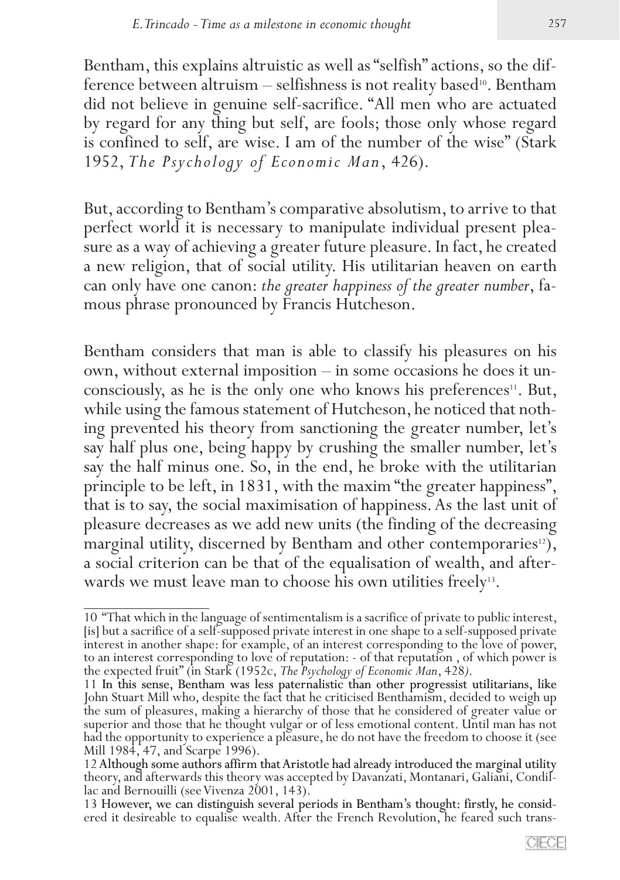Bentham, this explains altruistic as well as "selfish" actions, so the difference between altruism – selfishness is not reality based[10]. Bentham did not believe in genuine self-sacrifice. "All men who are actuated by regard for any thing but self, are fools; those only whose regard is confined to self, are wise. I am of the number of the wise" (Stark 1952, *The Psychology of Economic Man*, 426).

But, according to Bentham's comparative absolutism, to arrive to that perfect world it is necessary to manipulate individual present pleasure as a way of achieving a greater future pleasure. In fact, he created a new religion, that of social utility. His utilitarian heaven on earth can only have one canon: *the greater happiness of the greater number*, famous phrase pronounced by Francis Hutcheson.

Bentham considers that man is able to classify his pleasures on his own, without external imposition – in some occasions he does it unconsciously, as he is the only one who knows his preferences[11]. But, while using the famous statement of Hutcheson, he noticed that nothing prevented his theory from sanctioning the greater number, let's say half plus one, being happy by crushing the smaller number, let's say the half minus one. So, in the end, he broke with the utilitarian principle to be left, in 1831, with the maxim "the greater happiness", that is to say, the social maximisation of happiness. As the last unit of pleasure decreases as we add new units (the finding of the decreasing marginal utility, discerned by Bentham and other contemporaries[12]), a social criterion can be that of the equalisation of wealth, and afterwards we must leave man to choose his own utilities freely[13].

---

10 "That which in the language of sentimentalism is a sacrifice of private to public interest, [is] but a sacrifice of a self-supposed private interest in one shape to a self-supposed private interest in another shape: for example, of an interest corresponding to the love of power, to an interest corresponding to love of reputation: - of that reputation , of which power is the expected fruit" (in Stark (1952c, *The Psychology of Economic Man*, 428).

11 In this sense, Bentham was less paternalistic than other progressist utilitarians, like John Stuart Mill who, despite the fact that he criticised Benthamism, decided to weigh up the sum of pleasures, making a hierarchy of those that he considered of greater value or superior and those that he thought vulgar or of less emotional content. Until man has not had the opportunity to experience a pleasure, he do not have the freedom to choose it (see Mill 1984, 47, and Scarpe 1996).

12 Although some authors affirm that Aristotle had already introduced the marginal utility theory, and afterwards this theory was accepted by Davanzati, Montanari, Galiani, Condillac and Bernouilli (see Vivenza 2001, 143).

13 However, we can distinguish several periods in Bentham's thought: firstly, he considered it desireable to equalise wealth. After the French Revolution, he feared such trans-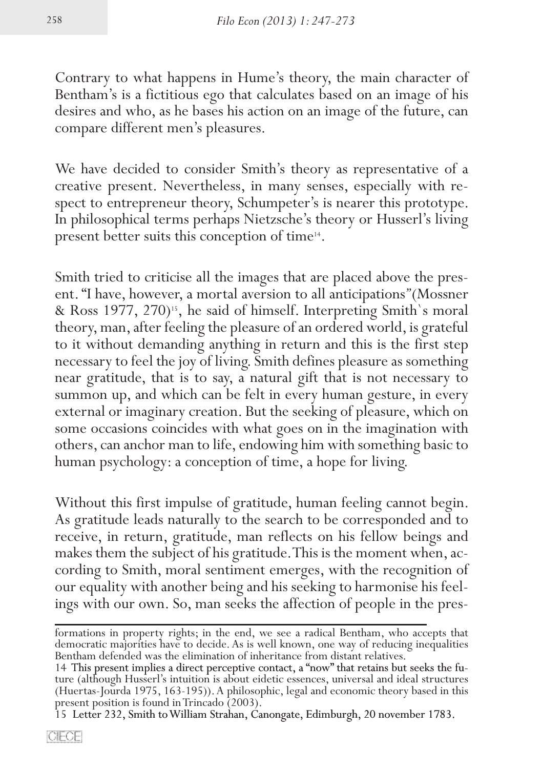Contrary to what happens in Hume's theory, the main character of Bentham's is a fictitious ego that calculates based on an image of his desires and who, as he bases his action on an image of the future, can compare different men's pleasures.

We have decided to consider Smith's theory as representative of a creative present. Nevertheless, in many senses, especially with respect to entrepreneur theory, Schumpeter's is nearer this prototype. In philosophical terms perhaps Nietzsche's theory or Husserl's living present better suits this conception of time[14].

Smith tried to criticise all the images that are placed above the present. "I have, however, a mortal aversion to all anticipations"(Mossner & Ross 1977, 270)[15], he said of himself. Interpreting Smith`s moral theory, man, after feeling the pleasure of an ordered world, is grateful to it without demanding anything in return and this is the first step necessary to feel the joy of living. Smith defines pleasure as something near gratitude, that is to say, a natural gift that is not necessary to summon up, and which can be felt in every human gesture, in every external or imaginary creation. But the seeking of pleasure, which on some occasions coincides with what goes on in the imagination with others, can anchor man to life, endowing him with something basic to human psychology: a conception of time, a hope for living.

Without this first impulse of gratitude, human feeling cannot begin. As gratitude leads naturally to the search to be corresponded and to receive, in return, gratitude, man reflects on his fellow beings and makes them the subject of his gratitude. This is the moment when, according to Smith, moral sentiment emerges, with the recognition of our equality with another being and his seeking to harmonise his feelings with our own. So, man seeks the affection of people in the pres-

---

formations in property rights; in the end, we see a radical Bentham, who accepts that democratic majorities have to decide. As is well known, one way of reducing inequalities Bentham defended was the elimination of inheritance from distant relatives.

14 This present implies a direct perceptive contact, a "now" that retains but seeks the future (although Husserl's intuition is about eidetic essences, universal and ideal structures (Huertas-Jourda 1975, 163-195)). A philosophic, legal and economic theory based in this present position is found in Trincado (2003).

15 Letter 232, Smith to William Strahan, Canongate, Edimburgh, 20 november 1783.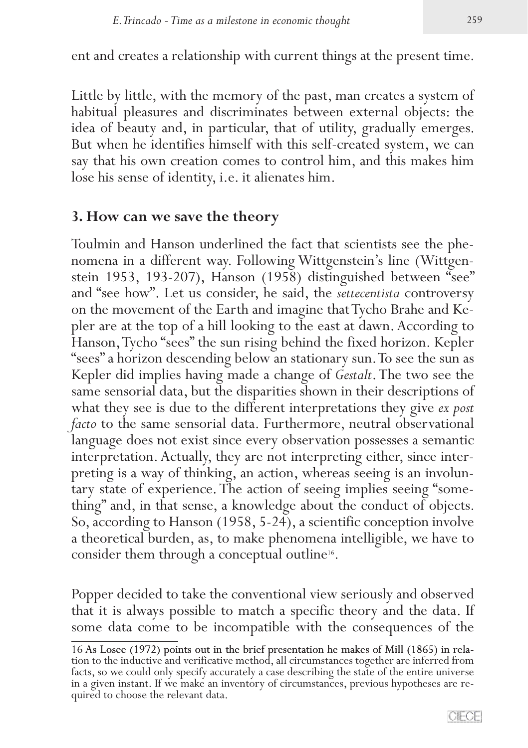ent and creates a relationship with current things at the present time.

Little by little, with the memory of the past, man creates a system of habitual pleasures and discriminates between external objects: the idea of beauty and, in particular, that of utility, gradually emerges. But when he identifies himself with this self-created system, we can say that his own creation comes to control him, and this makes him lose his sense of identity, i.e. it alienates him.

## 3. How can we save the theory

Toulmin and Hanson underlined the fact that scientists see the phenomena in a different way. Following Wittgenstein's line (Wittgenstein 1953, 193-207), Hanson (1958) distinguished between "see" and "see how". Let us consider, he said, the *settecentista* controversy on the movement of the Earth and imagine that Tycho Brahe and Kepler are at the top of a hill looking to the east at dawn. According to Hanson, Tycho "sees" the sun rising behind the fixed horizon. Kepler "sees" a horizon descending below an stationary sun. To see the sun as Kepler did implies having made a change of *Gestalt*. The two see the same sensorial data, but the disparities shown in their descriptions of what they see is due to the different interpretations they give *ex post facto* to the same sensorial data. Furthermore, neutral observational language does not exist since every observation possesses a semantic interpretation. Actually, they are not interpreting either, since interpreting is a way of thinking, an action, whereas seeing is an involuntary state of experience. The action of seeing implies seeing "something" and, in that sense, a knowledge about the conduct of objects. So, according to Hanson (1958, 5-24), a scientific conception involve a theoretical burden, as, to make phenomena intelligible, we have to consider them through a conceptual outline[16].

Popper decided to take the conventional view seriously and observed that it is always possible to match a specific theory and the data. If some data come to be incompatible with the consequences of the

---

16 As Losee (1972) points out in the brief presentation he makes of Mill (1865) in relation to the inductive and verificative method, all circumstances together are inferred from facts, so we could only specify accurately a case describing the state of the entire universe in a given instant. If we make an inventory of circumstances, previous hypotheses are required to choose the relevant data.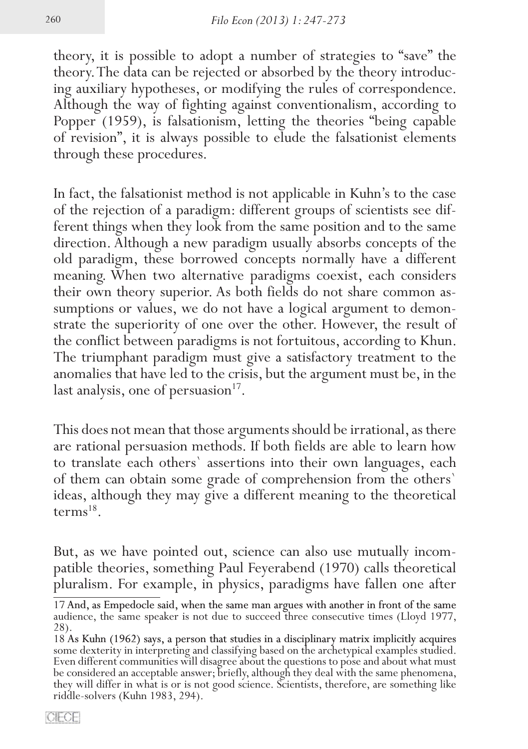theory, it is possible to adopt a number of strategies to "save" the theory. The data can be rejected or absorbed by the theory introducing auxiliary hypotheses, or modifying the rules of correspondence. Although the way of fighting against conventionalism, according to Popper (1959), is falsationism, letting the theories "being capable of revision", it is always possible to elude the falsationist elements through these procedures.

In fact, the falsationist method is not applicable in Kuhn's to the case of the rejection of a paradigm: different groups of scientists see different things when they look from the same position and to the same direction. Although a new paradigm usually absorbs concepts of the old paradigm, these borrowed concepts normally have a different meaning. When two alternative paradigms coexist, each considers their own theory superior. As both fields do not share common assumptions or values, we do not have a logical argument to demonstrate the superiority of one over the other. However, the result of the conflict between paradigms is not fortuitous, according to Khun. The triumphant paradigm must give a satisfactory treatment to the anomalies that have led to the crisis, but the argument must be, in the last analysis, one of persuasion[17].

This does not mean that those arguments should be irrational, as there are rational persuasion methods. If both fields are able to learn how to translate each others` assertions into their own languages, each of them can obtain some grade of comprehension from the others` ideas, although they may give a different meaning to the theoretical terms[18].

But, as we have pointed out, science can also use mutually incompatible theories, something Paul Feyerabend (1970) calls theoretical pluralism. For example, in physics, paradigms have fallen one after

---

17 And, as Empedocle said, when the same man argues with another in front of the same audience, the same speaker is not due to succeed three consecutive times (Lloyd 1977, 28).

18 As Kuhn (1962) says, a person that studies in a disciplinary matrix implicitly acquires some dexterity in interpreting and classifying based on the archetypical examples studied. Even different communities will disagree about the questions to pose and about what must be considered an acceptable answer; briefly, although they deal with the same phenomena, they will differ in what is or is not good science. Scientists, therefore, are something like riddle-solvers (Kuhn 1983, 294).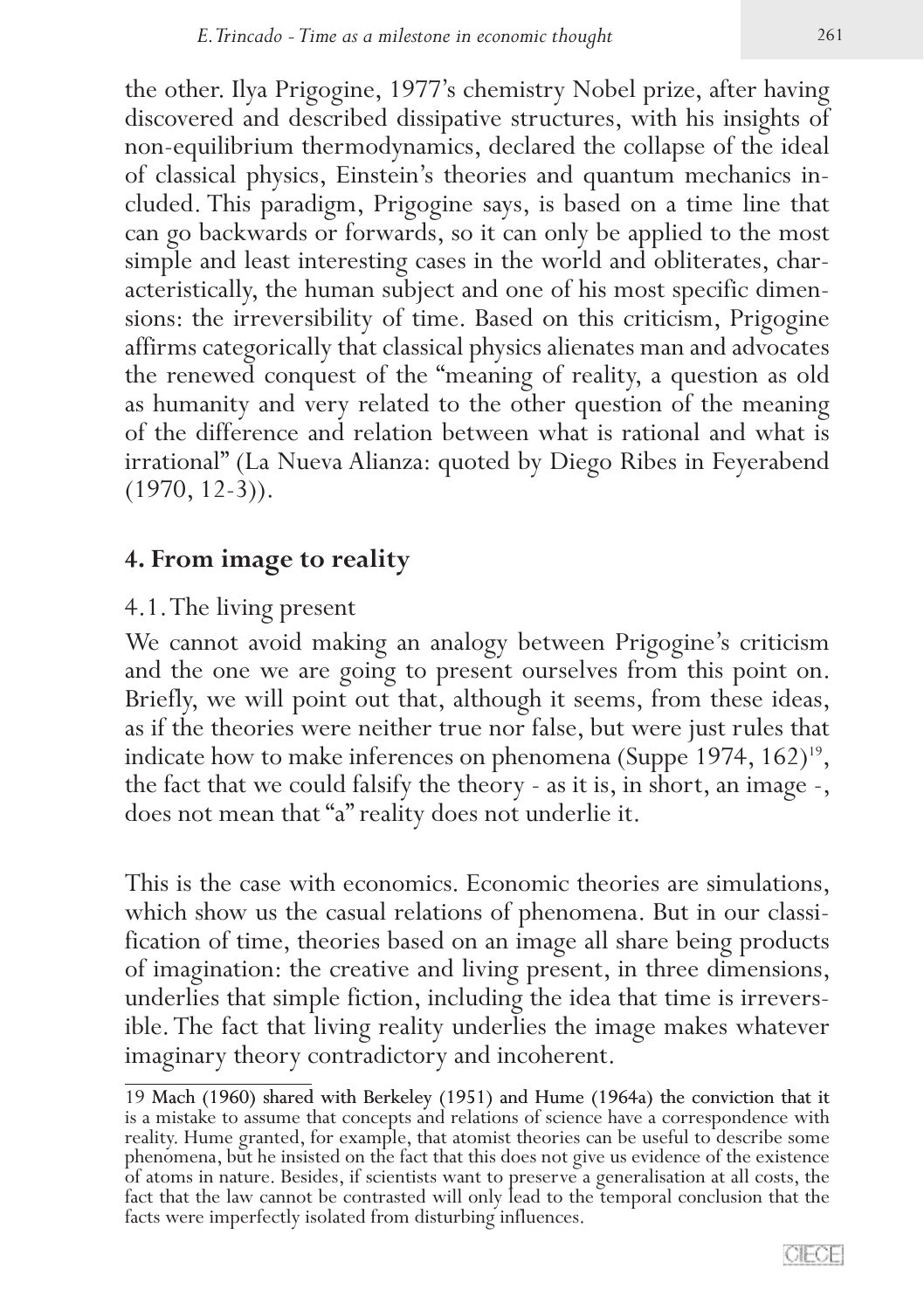the other. Ilya Prigogine, 1977's chemistry Nobel prize, after having discovered and described dissipative structures, with his insights of non-equilibrium thermodynamics, declared the collapse of the ideal of classical physics, Einstein's theories and quantum mechanics included. This paradigm, Prigogine says, is based on a time line that can go backwards or forwards, so it can only be applied to the most simple and least interesting cases in the world and obliterates, characteristically, the human subject and one of his most specific dimensions: the irreversibility of time. Based on this criticism, Prigogine affirms categorically that classical physics alienates man and advocates the renewed conquest of the "meaning of reality, a question as old as humanity and very related to the other question of the meaning of the difference and relation between what is rational and what is irrational" (La Nueva Alianza: quoted by Diego Ribes in Feyerabend (1970, 12-3)).

## 4. From image to reality

### 4.1. The living present

We cannot avoid making an analogy between Prigogine's criticism and the one we are going to present ourselves from this point on. Briefly, we will point out that, although it seems, from these ideas, as if the theories were neither true nor false, but were just rules that indicate how to make inferences on phenomena (Suppe 1974, 162)[19], the fact that we could falsify the theory - as it is, in short, an image -, does not mean that "a" reality does not underlie it.

This is the case with economics. Economic theories are simulations, which show us the casual relations of phenomena. But in our classification of time, theories based on an image all share being products of imagination: the creative and living present, in three dimensions, underlies that simple fiction, including the idea that time is irreversible. The fact that living reality underlies the image makes whatever imaginary theory contradictory and incoherent.

---

19 Mach (1960) shared with Berkeley (1951) and Hume (1964a) the conviction that it is a mistake to assume that concepts and relations of science have a correspondence with reality. Hume granted, for example, that atomist theories can be useful to describe some phenomena, but he insisted on the fact that this does not give us evidence of the existence of atoms in nature. Besides, if scientists want to preserve a generalisation at all costs, the fact that the law cannot be contrasted will only lead to the temporal conclusion that the facts were imperfectly isolated from disturbing influences.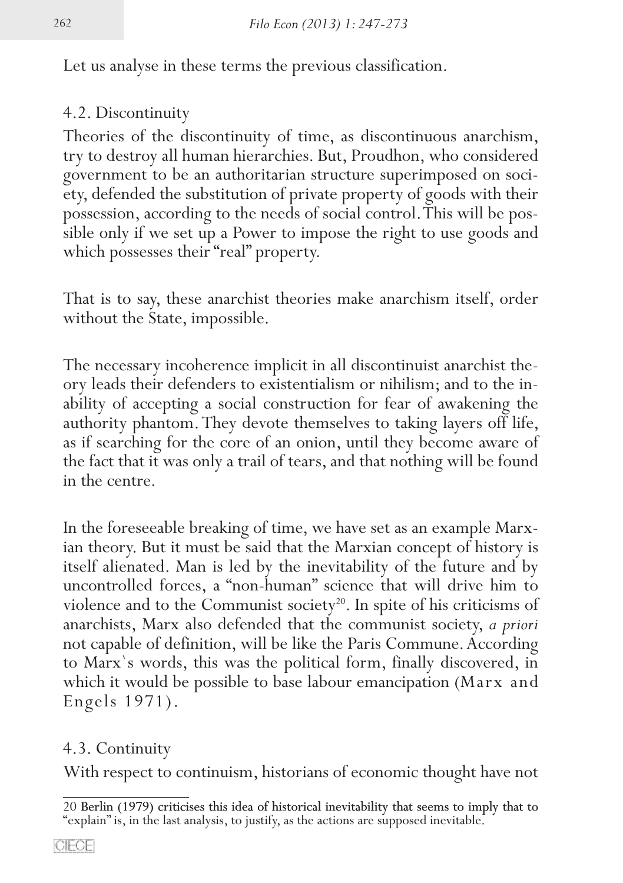Let us analyse in these terms the previous classification.

### 4.2. Discontinuity

Theories of the discontinuity of time, as discontinuous anarchism, try to destroy all human hierarchies. But, Proudhon, who considered government to be an authoritarian structure superimposed on society, defended the substitution of private property of goods with their possession, according to the needs of social control. This will be possible only if we set up a Power to impose the right to use goods and which possesses their "real" property.

That is to say, these anarchist theories make anarchism itself, order without the State, impossible.

The necessary incoherence implicit in all discontinuist anarchist theory leads their defenders to existentialism or nihilism; and to the inability of accepting a social construction for fear of awakening the authority phantom. They devote themselves to taking layers off life, as if searching for the core of an onion, until they become aware of the fact that it was only a trail of tears, and that nothing will be found in the centre.

In the foreseeable breaking of time, we have set as an example Marxian theory. But it must be said that the Marxian concept of history is itself alienated. Man is led by the inevitability of the future and by uncontrolled forces, a "non-human" science that will drive him to violence and to the Communist society[20]. In spite of his criticisms of anarchists, Marx also defended that the communist society, *a priori* not capable of definition, will be like the Paris Commune. According to Marx`s words, this was the political form, finally discovered, in which it would be possible to base labour emancipation (Marx and Engels 1971).

### 4.3. Continuity

With respect to continuism, historians of economic thought have not

---

20 Berlin (1979) criticises this idea of historical inevitability that seems to imply that to "explain" is, in the last analysis, to justify, as the actions are supposed inevitable.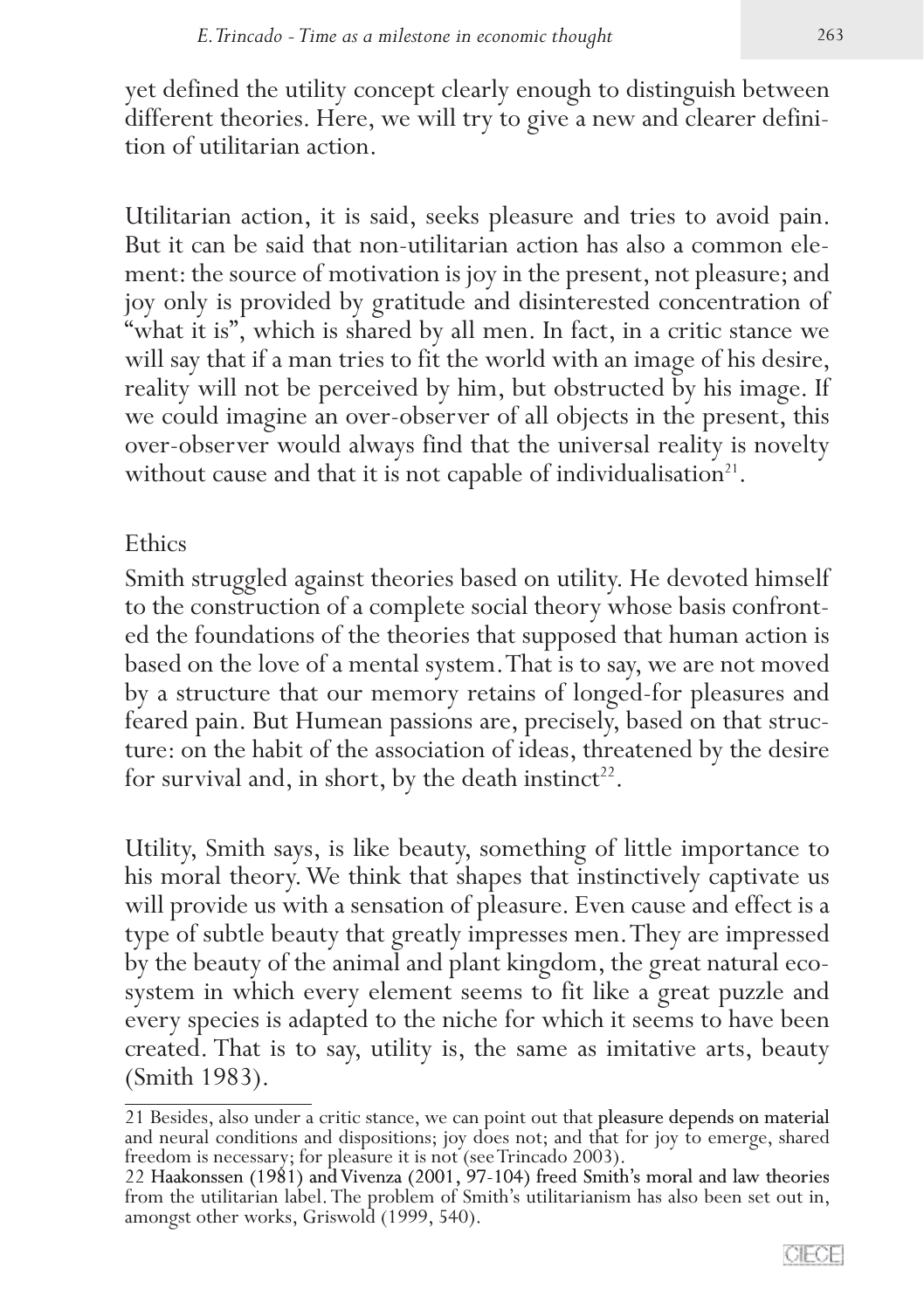yet defined the utility concept clearly enough to distinguish between different theories. Here, we will try to give a new and clearer definition of utilitarian action.

Utilitarian action, it is said, seeks pleasure and tries to avoid pain. But it can be said that non-utilitarian action has also a common element: the source of motivation is joy in the present, not pleasure; and joy only is provided by gratitude and disinterested concentration of "what it is", which is shared by all men. In fact, in a critic stance we will say that if a man tries to fit the world with an image of his desire, reality will not be perceived by him, but obstructed by his image. If we could imagine an over-observer of all objects in the present, this over-observer would always find that the universal reality is novelty without cause and that it is not capable of individualisation[21].

## Ethics

Smith struggled against theories based on utility. He devoted himself to the construction of a complete social theory whose basis confronted the foundations of the theories that supposed that human action is based on the love of a mental system. That is to say, we are not moved by a structure that our memory retains of longed-for pleasures and feared pain. But Humean passions are, precisely, based on that structure: on the habit of the association of ideas, threatened by the desire for survival and, in short, by the death instinct[22].

Utility, Smith says, is like beauty, something of little importance to his moral theory. We think that shapes that instinctively captivate us will provide us with a sensation of pleasure. Even cause and effect is a type of subtle beauty that greatly impresses men. They are impressed by the beauty of the animal and plant kingdom, the great natural ecosystem in which every element seems to fit like a great puzzle and every species is adapted to the niche for which it seems to have been created. That is to say, utility is, the same as imitative arts, beauty (Smith 1983).

---

21 Besides, also under a critic stance, we can point out that pleasure depends on material and neural conditions and dispositions; joy does not; and that for joy to emerge, shared freedom is necessary; for pleasure it is not (see Trincado 2003).

22 Haakonssen (1981) and Vivenza (2001, 97-104) freed Smith's moral and law theories from the utilitarian label. The problem of Smith's utilitarianism has also been set out in, amongst other works, Griswold (1999, 540).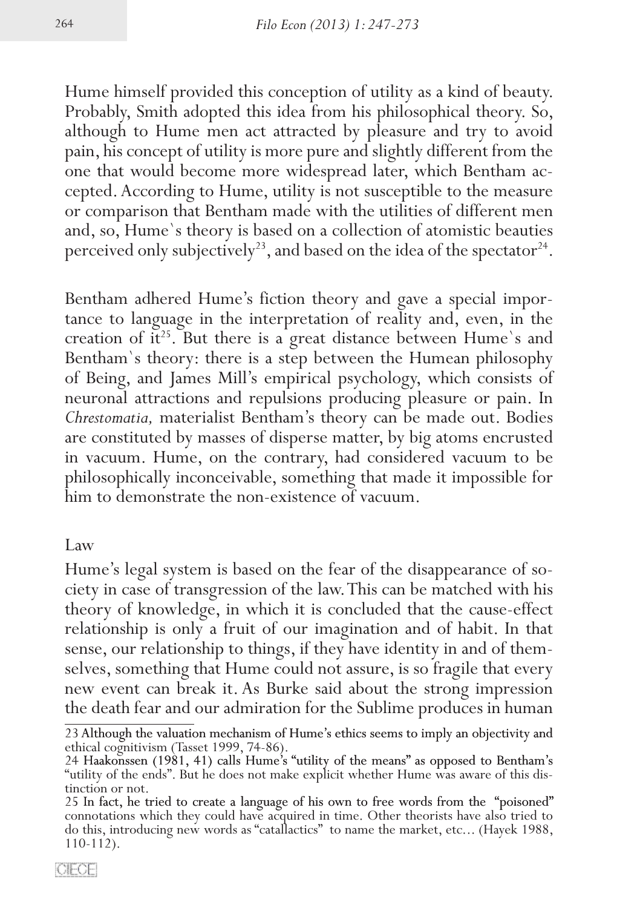Hume himself provided this conception of utility as a kind of beauty. Probably, Smith adopted this idea from his philosophical theory. So, although to Hume men act attracted by pleasure and try to avoid pain, his concept of utility is more pure and slightly different from the one that would become more widespread later, which Bentham accepted. According to Hume, utility is not susceptible to the measure or comparison that Bentham made with the utilities of different men and, so, Hume`s theory is based on a collection of atomistic beauties perceived only subjectively[23], and based on the idea of the spectator[24].

Bentham adhered Hume's fiction theory and gave a special importance to language in the interpretation of reality and, even, in the creation of it[25]. But there is a great distance between Hume`s and Bentham`s theory: there is a step between the Humean philosophy of Being, and James Mill's empirical psychology, which consists of neuronal attractions and repulsions producing pleasure or pain. In *Chrestomatia,* materialist Bentham's theory can be made out. Bodies are constituted by masses of disperse matter, by big atoms encrusted in vacuum. Hume, on the contrary, had considered vacuum to be philosophically inconceivable, something that made it impossible for him to demonstrate the non-existence of vacuum.

## Law

Hume's legal system is based on the fear of the disappearance of society in case of transgression of the law. This can be matched with his theory of knowledge, in which it is concluded that the cause-effect relationship is only a fruit of our imagination and of habit. In that sense, our relationship to things, if they have identity in and of themselves, something that Hume could not assure, is so fragile that every new event can break it. As Burke said about the strong impression the death fear and our admiration for the Sublime produces in human

---

23 Although the valuation mechanism of Hume's ethics seems to imply an objectivity and ethical cognitivism (Tasset 1999, 74-86).

24 Haakonssen (1981, 41) calls Hume's "utility of the means" as opposed to Bentham's "utility of the ends". But he does not make explicit whether Hume was aware of this distinction or not.

25 In fact, he tried to create a language of his own to free words from the "poisoned" connotations which they could have acquired in time. Other theorists have also tried to do this, introducing new words as "catallactics" to name the market, etc... (Hayek 1988, 110-112).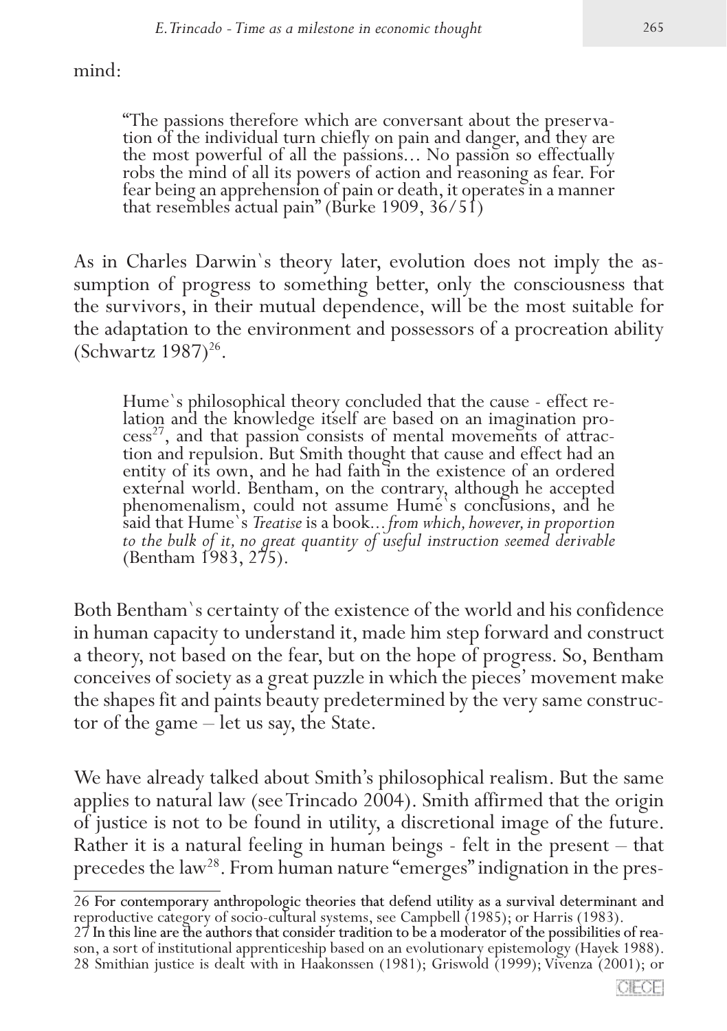mind:

> "The passions therefore which are conversant about the preservation of the individual turn chiefly on pain and danger, and they are the most powerful of all the passions… No passion so effectually robs the mind of all its powers of action and reasoning as fear. For fear being an apprehension of pain or death, it operates in a manner that resembles actual pain" (Burke 1909, 36/51)

As in Charles Darwin`s theory later, evolution does not imply the assumption of progress to something better, only the consciousness that the survivors, in their mutual dependence, will be the most suitable for the adaptation to the environment and possessors of a procreation ability (Schwartz 1987)[26].

> Hume`s philosophical theory concluded that the cause - effect relation and the knowledge itself are based on an imagination process[27], and that passion consists of mental movements of attraction and repulsion. But Smith thought that cause and effect had an entity of its own, and he had faith in the existence of an ordered external world. Bentham, on the contrary, although he accepted phenomenalism, could not assume Hume`s conclusions, and he said that Hume`s *Treatise* is a book*…from which, however, in proportion to the bulk of it, no great quantity of useful instruction seemed derivable* (Bentham 1983, 275).

Both Bentham`s certainty of the existence of the world and his confidence in human capacity to understand it, made him step forward and construct a theory, not based on the fear, but on the hope of progress. So, Bentham conceives of society as a great puzzle in which the pieces' movement make the shapes fit and paints beauty predetermined by the very same constructor of the game – let us say, the State.

We have already talked about Smith's philosophical realism. But the same applies to natural law (see Trincado 2004). Smith affirmed that the origin of justice is not to be found in utility, a discretional image of the future. Rather it is a natural feeling in human beings - felt in the present – that precedes the law[28]. From human nature "emerges" indignation in the pres-

---

26 For contemporary anthropologic theories that defend utility as a survival determinant and reproductive category of socio-cultural systems, see Campbell (1985); or Harris (1983).

27 In this line are the authors that consider tradition to be a moderator of the possibilities of reason, a sort of institutional apprenticeship based on an evolutionary epistemology (Hayek 1988).

28 Smithian justice is dealt with in Haakonssen (1981); Griswold (1999); Vivenza (2001); or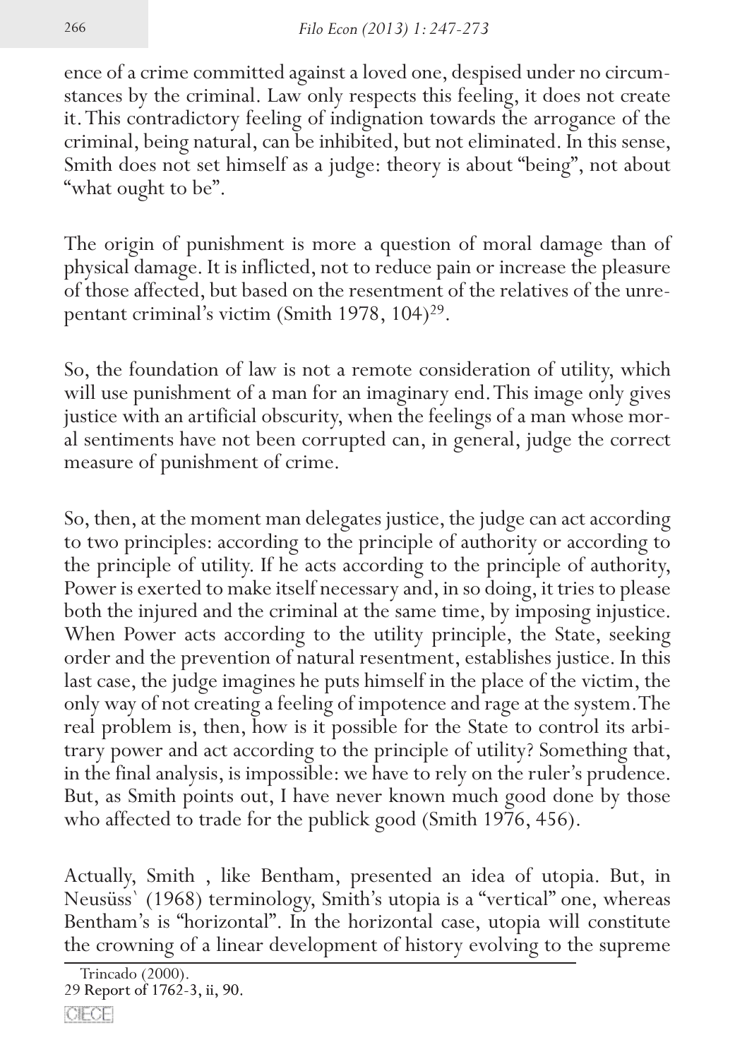ence of a crime committed against a loved one, despised under no circumstances by the criminal. Law only respects this feeling, it does not create it. This contradictory feeling of indignation towards the arrogance of the criminal, being natural, can be inhibited, but not eliminated. In this sense, Smith does not set himself as a judge: theory is about "being", not about "what ought to be".

The origin of punishment is more a question of moral damage than of physical damage. It is inflicted, not to reduce pain or increase the pleasure of those affected, but based on the resentment of the relatives of the unrepentant criminal's victim (Smith 1978, 104)[29].

So, the foundation of law is not a remote consideration of utility, which will use punishment of a man for an imaginary end. This image only gives justice with an artificial obscurity, when the feelings of a man whose moral sentiments have not been corrupted can, in general, judge the correct measure of punishment of crime.

So, then, at the moment man delegates justice, the judge can act according to two principles: according to the principle of authority or according to the principle of utility. If he acts according to the principle of authority, Power is exerted to make itself necessary and, in so doing, it tries to please both the injured and the criminal at the same time, by imposing injustice. When Power acts according to the utility principle, the State, seeking order and the prevention of natural resentment, establishes justice. In this last case, the judge imagines he puts himself in the place of the victim, the only way of not creating a feeling of impotence and rage at the system. The real problem is, then, how is it possible for the State to control its arbitrary power and act according to the principle of utility? Something that, in the final analysis, is impossible: we have to rely on the ruler's prudence. But, as Smith points out, I have never known much good done by those who affected to trade for the publick good (Smith 1976, 456).

Actually, Smith , like Bentham, presented an idea of utopia. But, in Neusüss` (1968) terminology, Smith's utopia is a "vertical" one, whereas Bentham's is "horizontal". In the horizontal case, utopia will constitute the crowning of a linear development of history evolving to the supreme

Trincado (2000).

29 Report of 1762-3, ii, 90.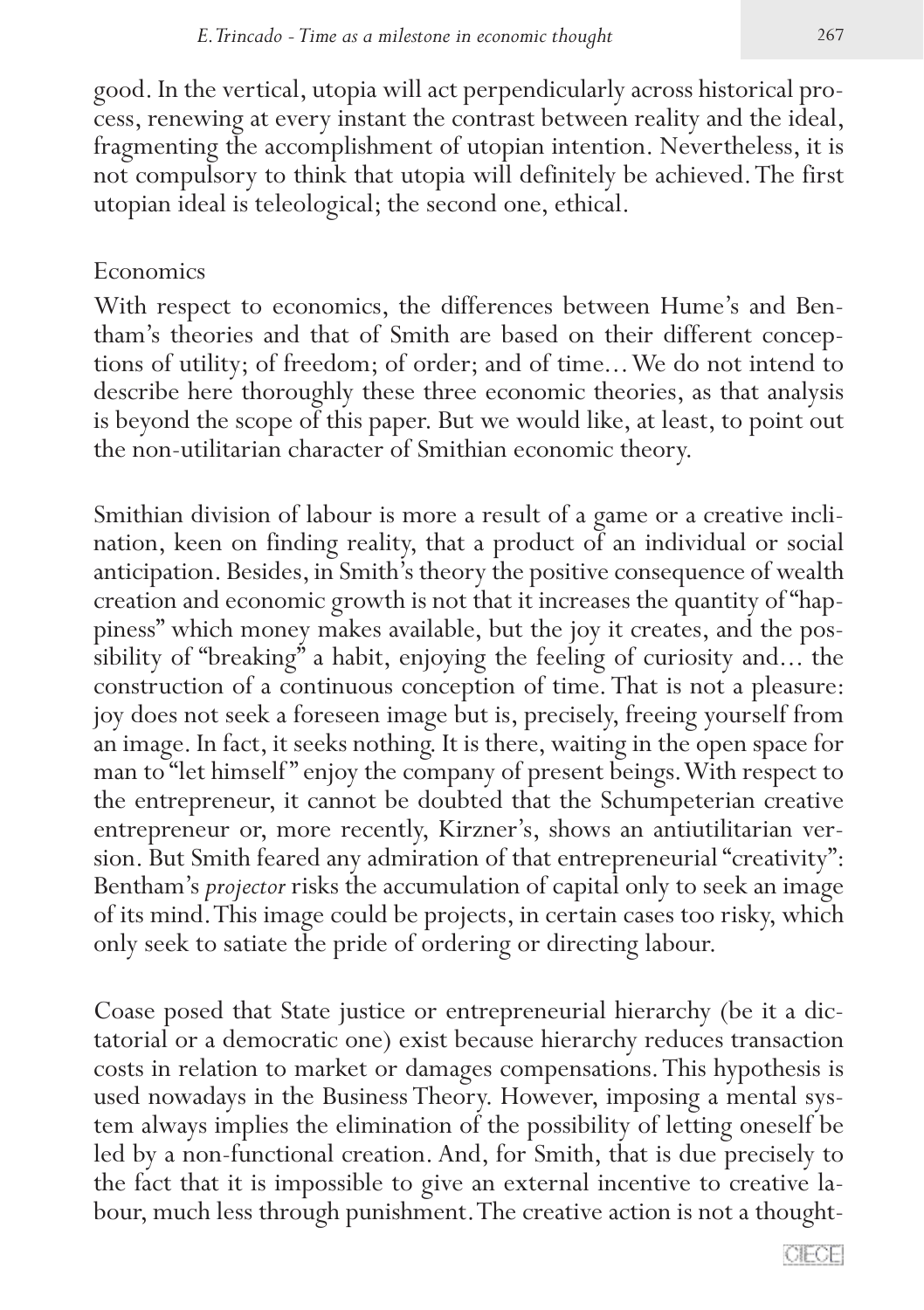good. In the vertical, utopia will act perpendicularly across historical process, renewing at every instant the contrast between reality and the ideal, fragmenting the accomplishment of utopian intention. Nevertheless, it is not compulsory to think that utopia will definitely be achieved. The first utopian ideal is teleological; the second one, ethical.

## Economics

With respect to economics, the differences between Hume's and Bentham's theories and that of Smith are based on their different conceptions of utility; of freedom; of order; and of time… We do not intend to describe here thoroughly these three economic theories, as that analysis is beyond the scope of this paper. But we would like, at least, to point out the non-utilitarian character of Smithian economic theory.

Smithian division of labour is more a result of a game or a creative inclination, keen on finding reality, that a product of an individual or social anticipation. Besides, in Smith's theory the positive consequence of wealth creation and economic growth is not that it increases the quantity of "happiness" which money makes available, but the joy it creates, and the possibility of "breaking" a habit, enjoying the feeling of curiosity and… the construction of a continuous conception of time. That is not a pleasure: joy does not seek a foreseen image but is, precisely, freeing yourself from an image. In fact, it seeks nothing. It is there, waiting in the open space for man to "let himself" enjoy the company of present beings. With respect to the entrepreneur, it cannot be doubted that the Schumpeterian creative entrepreneur or, more recently, Kirzner's, shows an antiutilitarian version. But Smith feared any admiration of that entrepreneurial "creativity": Bentham's *projector* risks the accumulation of capital only to seek an image of its mind. This image could be projects, in certain cases too risky, which only seek to satiate the pride of ordering or directing labour.

Coase posed that State justice or entrepreneurial hierarchy (be it a dictatorial or a democratic one) exist because hierarchy reduces transaction costs in relation to market or damages compensations. This hypothesis is used nowadays in the Business Theory. However, imposing a mental system always implies the elimination of the possibility of letting oneself be led by a non-functional creation. And, for Smith, that is due precisely to the fact that it is impossible to give an external incentive to creative labour, much less through punishment. The creative action is not a thought-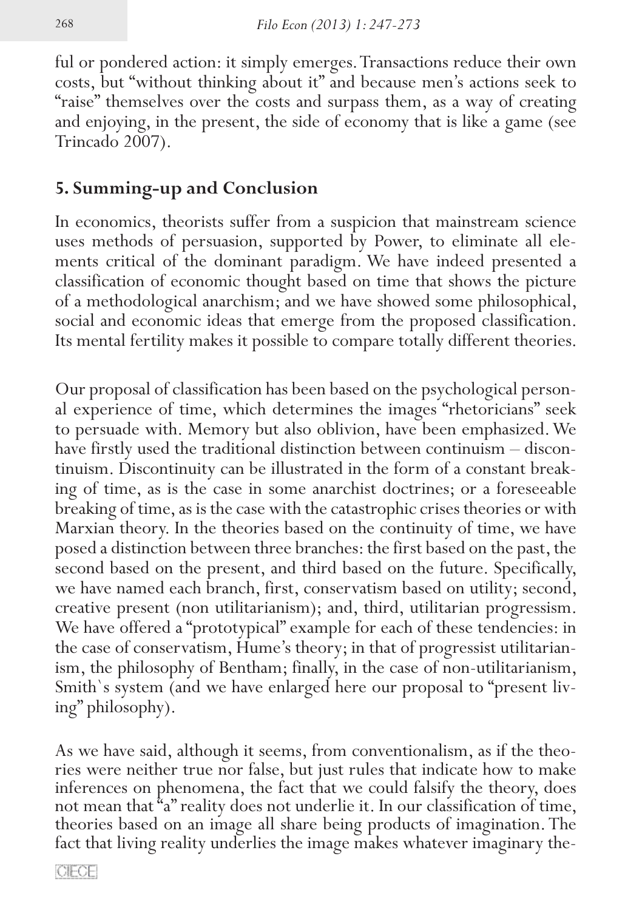ful or pondered action: it simply emerges. Transactions reduce their own costs, but "without thinking about it" and because men's actions seek to "raise" themselves over the costs and surpass them, as a way of creating and enjoying, in the present, the side of economy that is like a game (see Trincado 2007).

## 5. Summing-up and Conclusion

In economics, theorists suffer from a suspicion that mainstream science uses methods of persuasion, supported by Power, to eliminate all elements critical of the dominant paradigm. We have indeed presented a classification of economic thought based on time that shows the picture of a methodological anarchism; and we have showed some philosophical, social and economic ideas that emerge from the proposed classification. Its mental fertility makes it possible to compare totally different theories.

Our proposal of classification has been based on the psychological personal experience of time, which determines the images "rhetoricians" seek to persuade with. Memory but also oblivion, have been emphasized. We have firstly used the traditional distinction between continuism – discontinuism. Discontinuity can be illustrated in the form of a constant breaking of time, as is the case in some anarchist doctrines; or a foreseeable breaking of time, as is the case with the catastrophic crises theories or with Marxian theory. In the theories based on the continuity of time, we have posed a distinction between three branches: the first based on the past, the second based on the present, and third based on the future. Specifically, we have named each branch, first, conservatism based on utility; second, creative present (non utilitarianism); and, third, utilitarian progressism. We have offered a "prototypical" example for each of these tendencies: in the case of conservatism, Hume's theory; in that of progressist utilitarianism, the philosophy of Bentham; finally, in the case of non-utilitarianism, Smith`s system (and we have enlarged here our proposal to "present living" philosophy).

As we have said, although it seems, from conventionalism, as if the theories were neither true nor false, but just rules that indicate how to make inferences on phenomena, the fact that we could falsify the theory, does not mean that "a" reality does not underlie it. In our classification of time, theories based on an image all share being products of imagination. The fact that living reality underlies the image makes whatever imaginary the-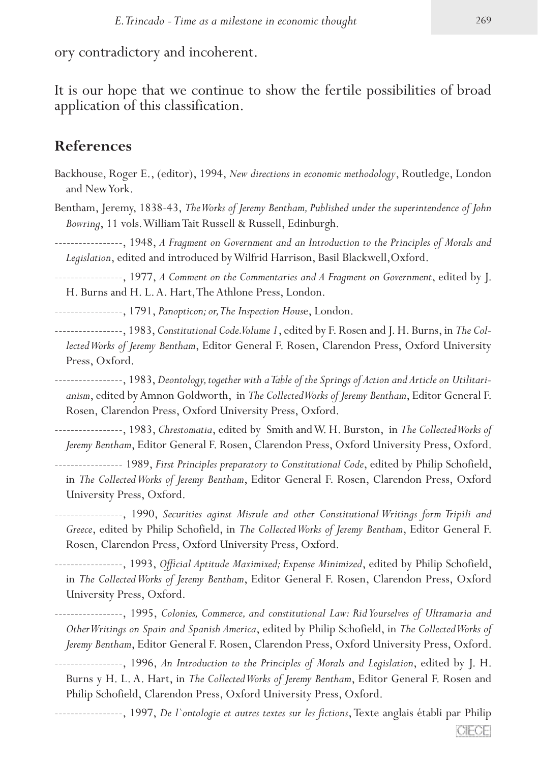ory contradictory and incoherent.

It is our hope that we continue to show the fertile possibilities of broad application of this classification.

## References

Backhouse, Roger E., (editor), 1994, *New directions in economic methodology*, Routledge, London and New York.

Bentham, Jeremy, 1838-43, *The Works of Jeremy Bentham, Published under the superintendence of John Bowring*, 11 vols. William Tait Russell & Russell, Edinburgh.

-----------------, 1948, *A Fragment on Government and an Introduction to the Principles of Morals and Legislation*, edited and introduced by Wilfrid Harrison, Basil Blackwell, Oxford.

-----------------, 1977, *A Comment on the Commentaries and A Fragment on Government*, edited by J. H. Burns and H. L. A. Hart, The Athlone Press, London.

-----------------, 1791, *Panopticon; or, The Inspection House*, London.

-----------------, 1983, *Constitutional Code. Volume 1*, edited by F. Rosen and J. H. Burns, in *The Collected Works of Jeremy Bentham*, Editor General F. Rosen, Clarendon Press, Oxford University Press, Oxford.

-----------------, 1983, *Deontology, together with a Table of the Springs of Action and Article on Utilitarianism*, edited by Amnon Goldworth, in *The Collected Works of Jeremy Bentham*, Editor General F. Rosen, Clarendon Press, Oxford University Press, Oxford.

-----------------, 1983, *Chrestomatia*, edited by Smith and W. H. Burston, in *The Collected Works of Jeremy Bentham*, Editor General F. Rosen, Clarendon Press, Oxford University Press, Oxford.

----------------- 1989, *First Principles preparatory to Constitutional Code*, edited by Philip Schofield, in *The Collected Works of Jeremy Bentham*, Editor General F. Rosen, Clarendon Press, Oxford University Press, Oxford.

-----------------, 1990, *Securities aginst Misrule and other Constitutional Writings form Tripili and Greece*, edited by Philip Schofield, in *The Collected Works of Jeremy Bentham*, Editor General F. Rosen, Clarendon Press, Oxford University Press, Oxford.

-----------------, 1993, *Official Aptitude Maximixed; Expense Minimized*, edited by Philip Schofield, in *The Collected Works of Jeremy Bentham*, Editor General F. Rosen, Clarendon Press, Oxford University Press, Oxford.

-----------------, 1995, *Colonies, Commerce, and constitutional Law: Rid Yourselves of Ultramaria and Other Writings on Spain and Spanish America*, edited by Philip Schofield, in *The Collected Works of Jeremy Bentham*, Editor General F. Rosen, Clarendon Press, Oxford University Press, Oxford.

-----------------, 1996, *An Introduction to the Principles of Morals and Legislation*, edited by J. H. Burns y H. L. A. Hart, in *The Collected Works of Jeremy Bentham*, Editor General F. Rosen and Philip Schofield, Clarendon Press, Oxford University Press, Oxford.

-----------------, 1997, *De l`ontologie et autres textes sur les fictions*, Texte anglais établi par Philip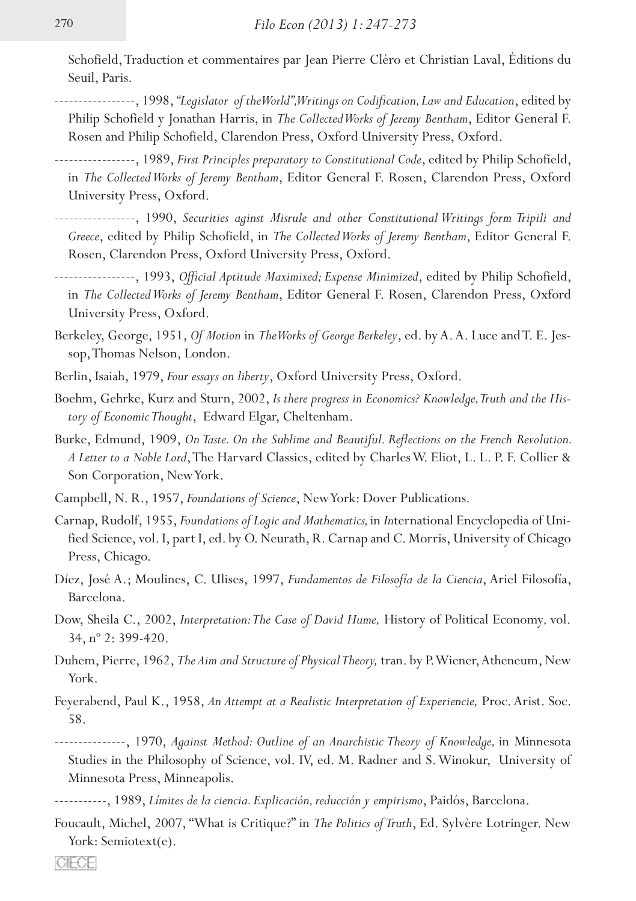Schofield, Traduction et commentaires par Jean Pierre Cléro et Christian Laval, Éditions du Seuil, Paris.

-----------------, 1998, *"Legislator of the World", Writings on Codification, Law and Education*, edited by Philip Schofield y Jonathan Harris, in *The Collected Works of Jeremy Bentham*, Editor General F. Rosen and Philip Schofield, Clarendon Press, Oxford University Press, Oxford.

-----------------, 1989, *First Principles preparatory to Constitutional Code*, edited by Philip Schofield, in *The Collected Works of Jeremy Bentham*, Editor General F. Rosen, Clarendon Press, Oxford University Press, Oxford.

-----------------, 1990, *Securities aginst Misrule and other Constitutional Writings form Tripili and Greece*, edited by Philip Schofield, in *The Collected Works of Jeremy Bentham*, Editor General F. Rosen, Clarendon Press, Oxford University Press, Oxford.

-----------------, 1993, *Official Aptitude Maximixed; Expense Minimized*, edited by Philip Schofield, in *The Collected Works of Jeremy Bentham*, Editor General F. Rosen, Clarendon Press, Oxford University Press, Oxford.

Berkeley, George, 1951, *Of Motion* in *The Works of George Berkeley*, ed. by A. A. Luce and T. E. Jessop, Thomas Nelson, London.

Berlin, Isaiah, 1979, *Four essays on liberty*, Oxford University Press, Oxford.

Boehm, Gehrke, Kurz and Sturn, 2002, *Is there progress in Economics? Knowledge, Truth and the History of Economic Thought*, Edward Elgar, Cheltenham.

Burke, Edmund, 1909, *On Taste. On the Sublime and Beautiful. Reflections on the French Revolution. A Letter to a Noble Lord*, The Harvard Classics, edited by Charles W. Eliot, L. L. P. F. Collier & Son Corporation, New York.

Campbell, N. R., 1957, *Foundations of Science*, New York: Dover Publications.

Carnap, Rudolf, 1955, *Foundations of Logic and Mathematics,* in *In*ternational Encyclopedia of Unified Science, vol. I, part I, ed. by O. Neurath, R. Carnap and C. Morris, University of Chicago Press, Chicago.

Díez, José A.; Moulines, C. Ulises, 1997, *Fundamentos de Filosofía de la Ciencia*, Ariel Filosofía, Barcelona.

Dow, Sheila C., 2002, *Interpretation: The Case of David Hume,* History of Political Economy, vol. 34, nº 2: 399-420.

Duhem, Pierre, 1962, *The Aim and Structure of Physical Theory,* tran. by P. Wiener, Atheneum, New York.

Feyerabend, Paul K., 1958, *An Attempt at a Realistic Interpretation of Experiencie,* Proc. Arist. Soc. 58.

---------------, 1970, *Against Method: Outline of an Anarchistic Theory of Knowledge,* in Minnesota Studies in the Philosophy of Science, vol. IV, ed. M. Radner and S. Winokur, University of Minnesota Press, Minneapolis.

-----------, 1989, *Límites de la ciencia. Explicación, reducción y empirismo*, Paidós, Barcelona.

Foucault, Michel, 2007, "What is Critique?" in *The Politics of Truth*, Ed. Sylvère Lotringer. New York: Semiotext(e).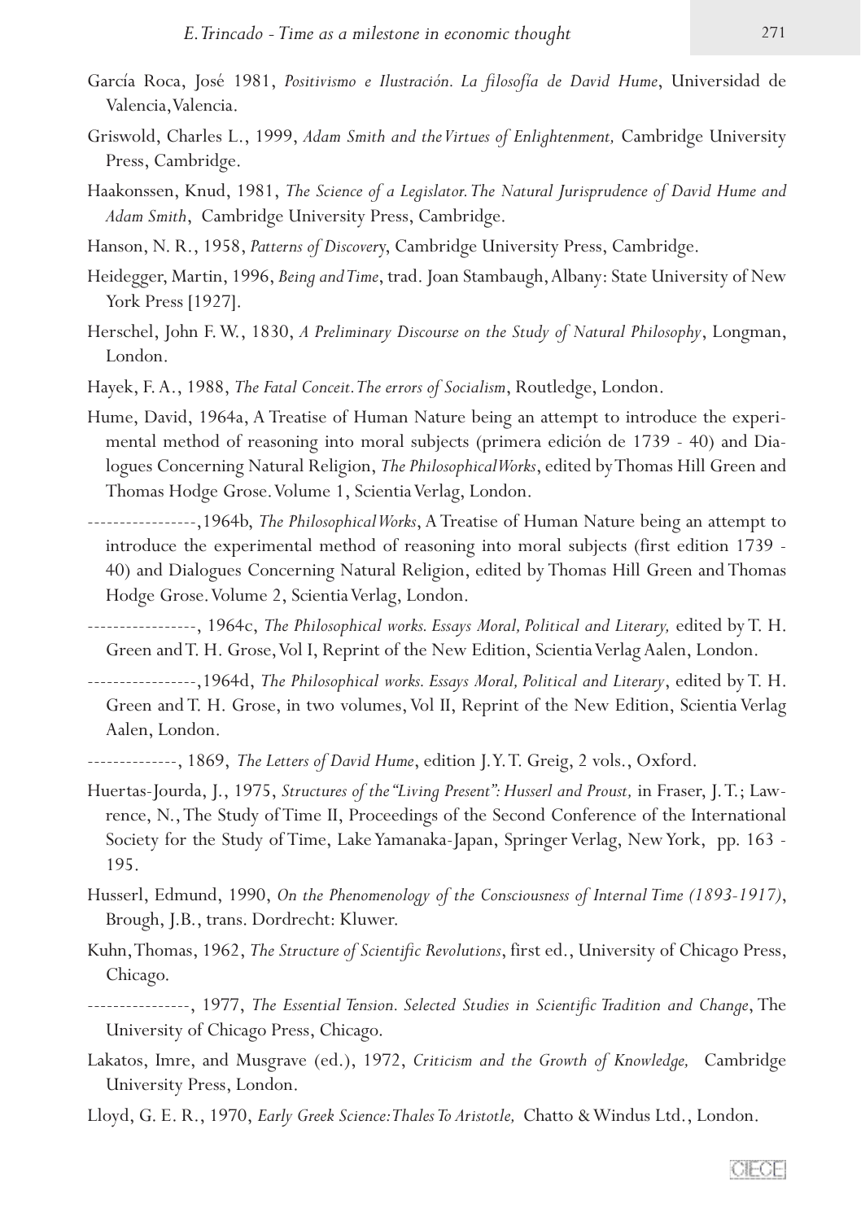García Roca, José 1981, *Positivismo e Ilustración. La filosofía de David Hume*, Universidad de Valencia, Valencia.

Griswold, Charles L., 1999, *Adam Smith and the Virtues of Enlightenment,* Cambridge University Press, Cambridge.

Haakonssen, Knud, 1981, *The Science of a Legislator. The Natural Jurisprudence of David Hume and Adam Smith*, Cambridge University Press, Cambridge.

Hanson, N. R., 1958, *Patterns of Discovery*, Cambridge University Press, Cambridge.

Heidegger, Martin, 1996, *Being and Time*, trad. Joan Stambaugh, Albany: State University of New York Press [1927].

Herschel, John F. W., 1830, *A Preliminary Discourse on the Study of Natural Philosophy*, Longman, London.

Hayek, F. A., 1988, *The Fatal Conceit. The errors of Socialism*, Routledge, London.

Hume, David, 1964a, A Treatise of Human Nature being an attempt to introduce the experimental method of reasoning into moral subjects (primera edición de 1739 - 40) and Dialogues Concerning Natural Religion, *The Philosophical Works*, edited by Thomas Hill Green and Thomas Hodge Grose. Volume 1, Scientia Verlag, London.

-----------------,1964b, *The Philosophical Works*, A Treatise of Human Nature being an attempt to introduce the experimental method of reasoning into moral subjects (first edition 1739 - 40) and Dialogues Concerning Natural Religion, edited by Thomas Hill Green and Thomas Hodge Grose. Volume 2, Scientia Verlag, London.

-----------------, 1964c, *The Philosophical works. Essays Moral, Political and Literary,* edited by T. H. Green and T. H. Grose, Vol I, Reprint of the New Edition, Scientia Verlag Aalen, London.

-----------------,1964d, *The Philosophical works. Essays Moral, Political and Literary*, edited by T. H. Green and T. H. Grose, in two volumes, Vol II, Reprint of the New Edition, Scientia Verlag Aalen, London.

--------------, 1869, *The Letters of David Hume*, edition J. Y. T. Greig, 2 vols., Oxford.

Huertas-Jourda, J., 1975, *Structures of the "Living Present": Husserl and Proust,* in Fraser, J. T.; Lawrence, N., The Study of Time II, Proceedings of the Second Conference of the International Society for the Study of Time, Lake Yamanaka-Japan, Springer Verlag, New York, pp. 163 - 195.

Husserl, Edmund, 1990, *On the Phenomenology of the Consciousness of Internal Time (1893-1917)*, Brough, J.B., trans. Dordrecht: Kluwer.

Kuhn, Thomas, 1962, *The Structure of Scientific Revolutions*, first ed., University of Chicago Press, Chicago.

----------------, 1977, *The Essential Tension. Selected Studies in Scientific Tradition and Change*, The University of Chicago Press, Chicago.

Lakatos, Imre, and Musgrave (ed.), 1972, *Criticism and the Growth of Knowledge,* Cambridge University Press, London.

Lloyd, G. E. R., 1970, *Early Greek Science: Thales To Aristotle,* Chatto & Windus Ltd., London.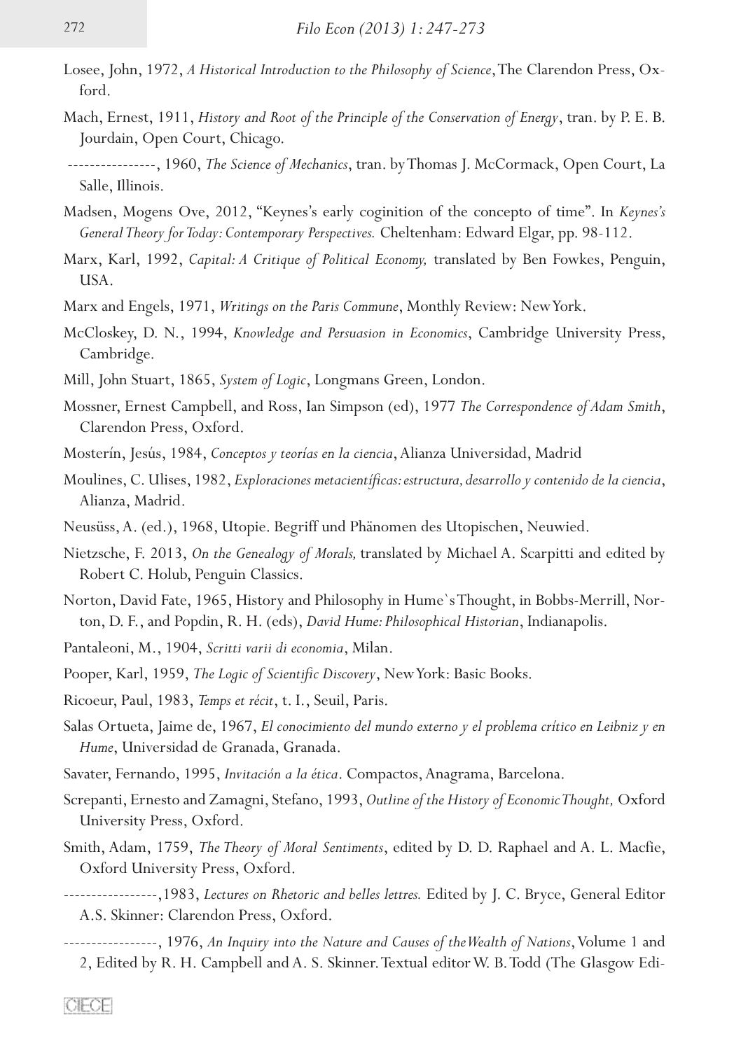Losee, John, 1972, *A Historical Introduction to the Philosophy of Science*, The Clarendon Press, Oxford.

Mach, Ernest, 1911, *History and Root of the Principle of the Conservation of Energy*, tran. by P. E. B. Jourdain, Open Court, Chicago.

----------------, 1960, *The Science of Mechanics*, tran. by Thomas J. McCormack, Open Court, La Salle, Illinois.

Madsen, Mogens Ove, 2012, "Keynes's early coginition of the concepto of time". In *Keynes's General Theory for Today: Contemporary Perspectives.* Cheltenham: Edward Elgar, pp. 98-112.

Marx, Karl, 1992, *Capital: A Critique of Political Economy,* translated by Ben Fowkes, Penguin, USA.

Marx and Engels, 1971, *Writings on the Paris Commune*, Monthly Review: New York.

McCloskey, D. N., 1994, *Knowledge and Persuasion in Economics*, Cambridge University Press, Cambridge.

Mill, John Stuart, 1865, *System of Logic*, Longmans Green, London.

Mossner, Ernest Campbell, and Ross, Ian Simpson (ed), 1977 *The Correspondence of Adam Smith*, Clarendon Press, Oxford.

Mosterín, Jesús, 1984, *Conceptos y teorías en la ciencia*, Alianza Universidad, Madrid

Moulines, C. Ulises, 1982, *Exploraciones metacientíficas: estructura, desarrollo y contenido de la ciencia*, Alianza, Madrid.

Neusüss, A. (ed.), 1968, Utopie. Begriff und Phänomen des Utopischen, Neuwied.

Nietzsche, F. 2013, *On the Genealogy of Morals,* translated by Michael A. Scarpitti and edited by Robert C. Holub, Penguin Classics.

Norton, David Fate, 1965, History and Philosophy in Hume`s Thought, in Bobbs-Merrill, Norton, D. F., and Popdin, R. H. (eds), *David Hume: Philosophical Historian*, Indianapolis.

Pantaleoni, M., 1904, *Scritti varii di economia*, Milan.

Pooper, Karl, 1959, *The Logic of Scientific Discovery*, New York: Basic Books.

Ricoeur, Paul, 1983, *Temps et récit*, t. I., Seuil, Paris.

Salas Ortueta, Jaime de, 1967, *El conocimiento del mundo externo y el problema crítico en Leibniz y en Hume*, Universidad de Granada, Granada.

Savater, Fernando, 1995, *Invitación a la ética*. Compactos, Anagrama, Barcelona.

Screpanti, Ernesto and Zamagni, Stefano, 1993, *Outline of the History of Economic Thought,* Oxford University Press, Oxford.

Smith, Adam, 1759, *The Theory of Moral Sentiments*, edited by D. D. Raphael and A. L. Macfie, Oxford University Press, Oxford.

-----------------,1983, *Lectures on Rhetoric and belles lettres.* Edited by J. C. Bryce, General Editor A.S. Skinner: Clarendon Press, Oxford.

-----------------, 1976, *An Inquiry into the Nature and Causes of the Wealth of Nations*, Volume 1 and 2, Edited by R. H. Campbell and A. S. Skinner. Textual editor W. B. Todd (The Glasgow Edi-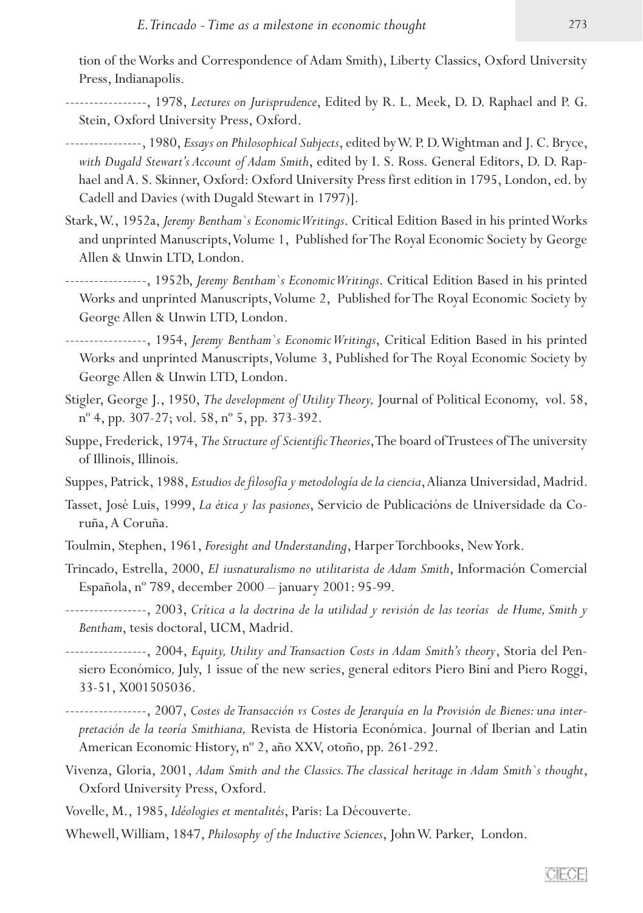tion of the Works and Correspondence of Adam Smith), Liberty Classics, Oxford University Press, Indianapolis.

-----------------, 1978, *Lectures on Jurisprudence*, Edited by R. L. Meek, D. D. Raphael and P. G. Stein, Oxford University Press, Oxford.

----------------, 1980, *Essays on Philosophical Subjects*, edited by W. P. D. Wightman and J. C. Bryce, *with Dugald Stewart's Account of Adam Smith*, edited by I. S. Ross. General Editors, D. D. Raphael and A. S. Skinner, Oxford: Oxford University Press first edition in 1795, London, ed. by Cadell and Davies (with Dugald Stewart in 1797)].

Stark, W., 1952a, *Jeremy Bentham`s Economic Writings*. Critical Edition Based in his printed Works and unprinted Manuscripts, Volume 1, Published for The Royal Economic Society by George Allen & Unwin LTD, London.

-----------------, 1952b, *Jeremy Bentham`s Economic Writings*. Critical Edition Based in his printed Works and unprinted Manuscripts, Volume 2, Published for The Royal Economic Society by George Allen & Unwin LTD, London.

-----------------, 1954, *Jeremy Bentham`s Economic Writings*, Critical Edition Based in his printed Works and unprinted Manuscripts, Volume 3, Published for The Royal Economic Society by George Allen & Unwin LTD, London.

Stigler, George J., 1950, *The development of Utility Theory,* Journal of Political Economy, vol. 58, nº 4, pp. 307-27; vol. 58, nº 5, pp. 373-392.

Suppe, Frederick, 1974, *The Structure of Scientific Theories*, The board of Trustees of The university of Illinois, Illinois.

Suppes, Patrick, 1988, *Estudios de filosofía y metodología de la ciencia*, Alianza Universidad, Madrid.

Tasset, José Luis, 1999, *La ética y las pasiones*, Servicio de Publicacións de Universidade da Coruña, A Coruña.

Toulmin, Stephen, 1961, *Foresight and Understanding*, Harper Torchbooks, New York.

Trincado, Estrella, 2000, *El iusnaturalismo no utilitarista de Adam Smith*, Información Comercial Española, nº 789, december 2000 – january 2001: 95-99.

-----------------, 2003, *Crítica a la doctrina de la utilidad y revisión de las teorías de Hume, Smith y Bentham*, tesis doctoral, UCM, Madrid.

-----------------, 2004, *Equity, Utility and Transaction Costs in Adam Smith's theory*, Storia del Pensiero Económico, July, 1 issue of the new series, general editors Piero Bini and Piero Roggi, 33-51, X001505036.

-----------------, 2007, *Costes de Transacción vs Costes de Jerarquía en la Provisión de Bienes: una interpretación de la teoría Smithiana,* Revista de Historia Económica. Journal of Iberian and Latin American Economic History, nº 2, año XXV, otoño, pp. 261-292.

Vivenza, Gloria, 2001, *Adam Smith and the Classics. The classical heritage in Adam Smith`s thought*, Oxford University Press, Oxford.

Vovelle, M., 1985, *Idéologies et mentalités*, Paris: La Découverte.

Whewell, William, 1847, *Philosophy of the Inductive Sciences*, John W. Parker, London.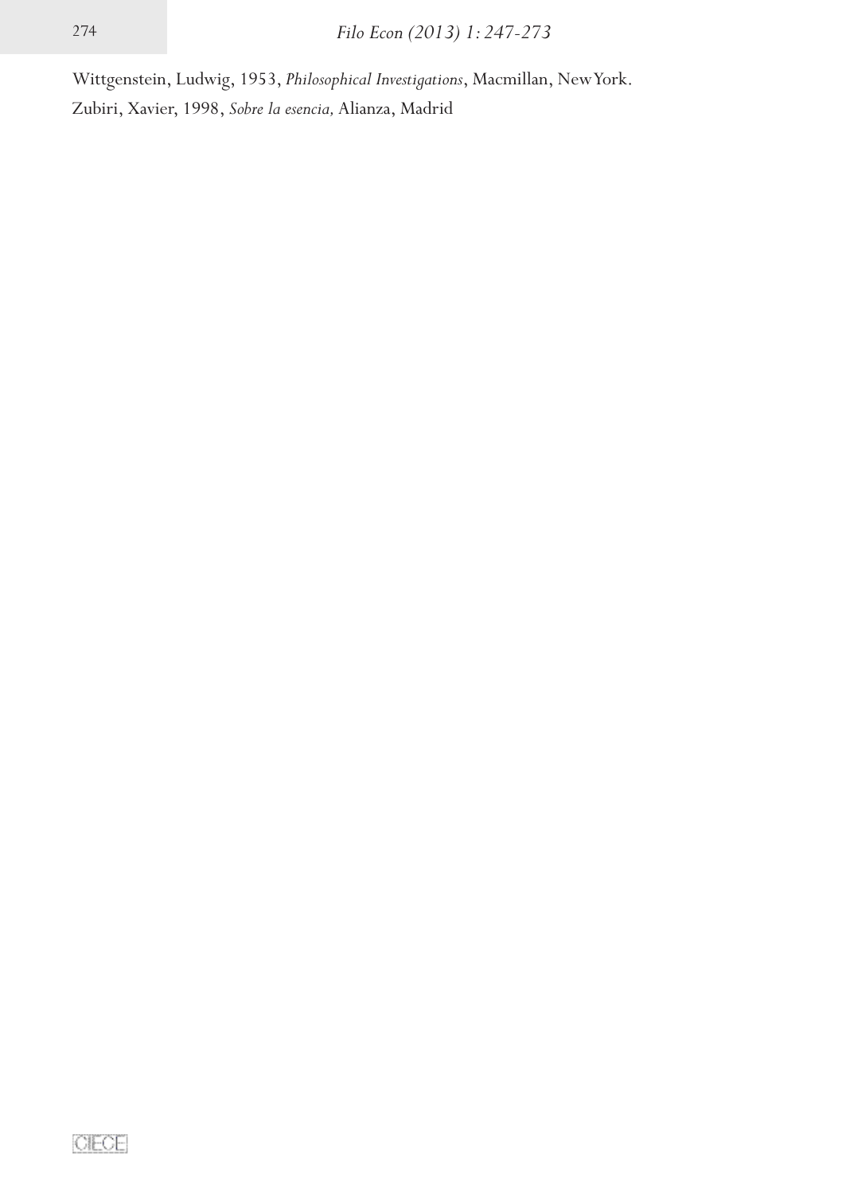Wittgenstein, Ludwig, 1953, *Philosophical Investigations*, Macmillan, New York.

Zubiri, Xavier, 1998, *Sobre la esencia,* Alianza, Madrid